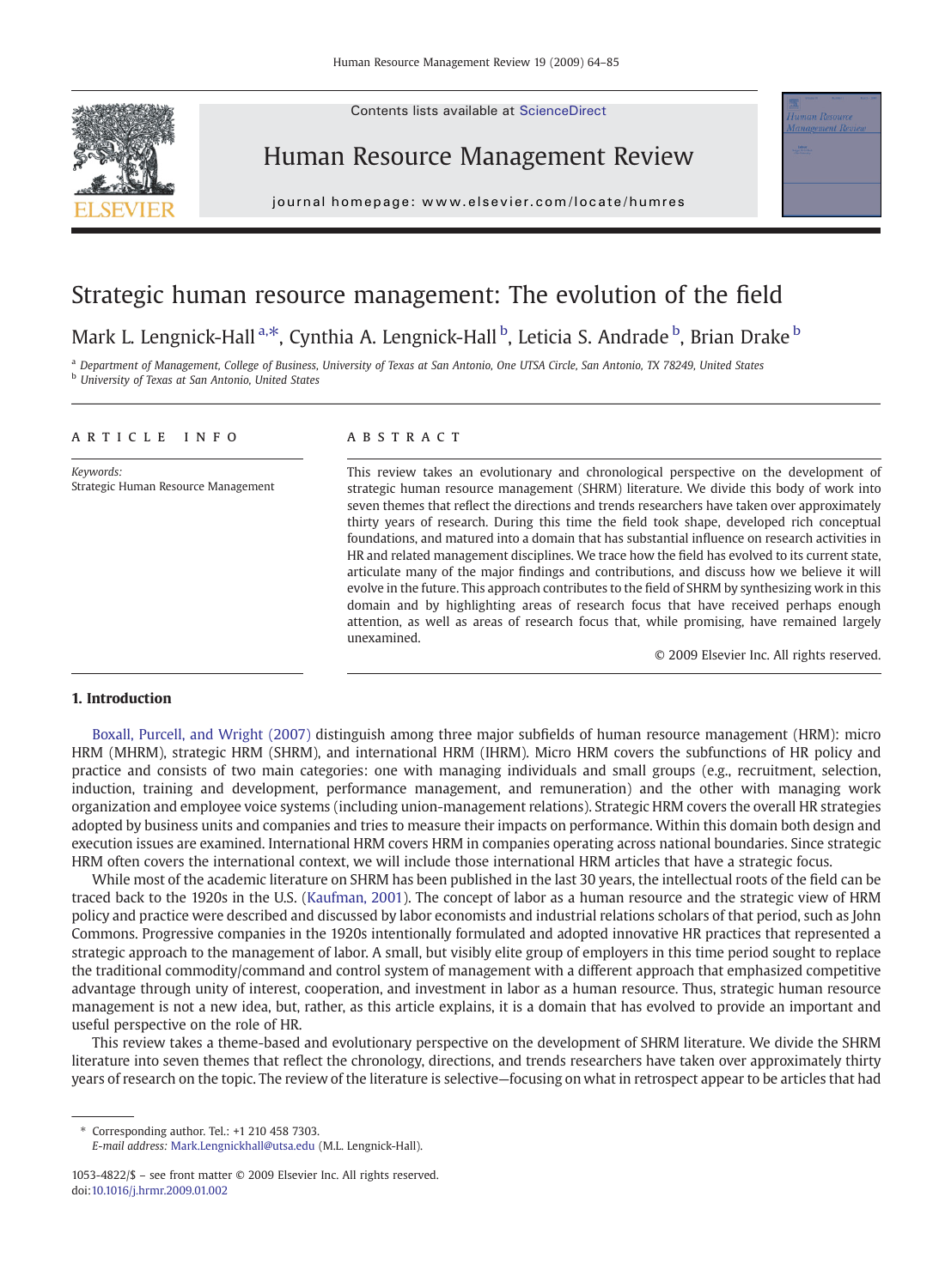Contents lists available at ScienceDirect

# Human Resource Management Review

journal homepage: www.elsevier.com/locate/humres

# Strategic human resource management: The evolution of the field

Mark L. Lengnick-Hall [a,*], Cynthia A. Lengnick-Hall [b], Leticia S. Andrade [b], Brian Drake [b]

[a] Department of Management, College of Business, University of Texas at San Antonio, One UTSA Circle, San Antonio, TX 78249, United States
[b] University of Texas at San Antonio, United States

## ARTICLE INFO

*Keywords:*
Strategic Human Resource Management

## ABSTRACT

This review takes an evolutionary and chronological perspective on the development of strategic human resource management (SHRM) literature. We divide this body of work into seven themes that reflect the directions and trends researchers have taken over approximately thirty years of research. During this time the field took shape, developed rich conceptual foundations, and matured into a domain that has substantial influence on research activities in HR and related management disciplines. We trace how the field has evolved to its current state, articulate many of the major findings and contributions, and discuss how we believe it will evolve in the future. This approach contributes to the field of SHRM by synthesizing work in this domain and by highlighting areas of research focus that have received perhaps enough attention, as well as areas of research focus that, while promising, have remained largely unexamined.

© 2009 Elsevier Inc. All rights reserved.

## 1. Introduction

Boxall, Purcell, and Wright (2007) distinguish among three major subfields of human resource management (HRM): micro HRM (MHRM), strategic HRM (SHRM), and international HRM (IHRM). Micro HRM covers the subfunctions of HR policy and practice and consists of two main categories: one with managing individuals and small groups (e.g., recruitment, selection, induction, training and development, performance management, and remuneration) and the other with managing work organization and employee voice systems (including union-management relations). Strategic HRM covers the overall HR strategies adopted by business units and companies and tries to measure their impacts on performance. Within this domain both design and execution issues are examined. International HRM covers HRM in companies operating across national boundaries. Since strategic HRM often covers the international context, we will include those international HRM articles that have a strategic focus.

While most of the academic literature on SHRM has been published in the last 30 years, the intellectual roots of the field can be traced back to the 1920s in the U.S. (Kaufman, 2001). The concept of labor as a human resource and the strategic view of HRM policy and practice were described and discussed by labor economists and industrial relations scholars of that period, such as John Commons. Progressive companies in the 1920s intentionally formulated and adopted innovative HR practices that represented a strategic approach to the management of labor. A small, but visibly elite group of employers in this time period sought to replace the traditional commodity/command and control system of management with a different approach that emphasized competitive advantage through unity of interest, cooperation, and investment in labor as a human resource. Thus, strategic human resource management is not a new idea, but, rather, as this article explains, it is a domain that has evolved to provide an important and useful perspective on the role of HR.

This review takes a theme-based and evolutionary perspective on the development of SHRM literature. We divide the SHRM literature into seven themes that reflect the chronology, directions, and trends researchers have taken over approximately thirty years of research on the topic. The review of the literature is selective—focusing on what in retrospect appear to be articles that had

* Corresponding author. Tel.: +1 210 458 7303.
*E-mail address:* Mark.Lengnickhall@utsa.edu (M.L. Lengnick-Hall).

1053-4822/$ – see front matter © 2009 Elsevier Inc. All rights reserved.
doi:10.1016/j.hrmr.2009.01.002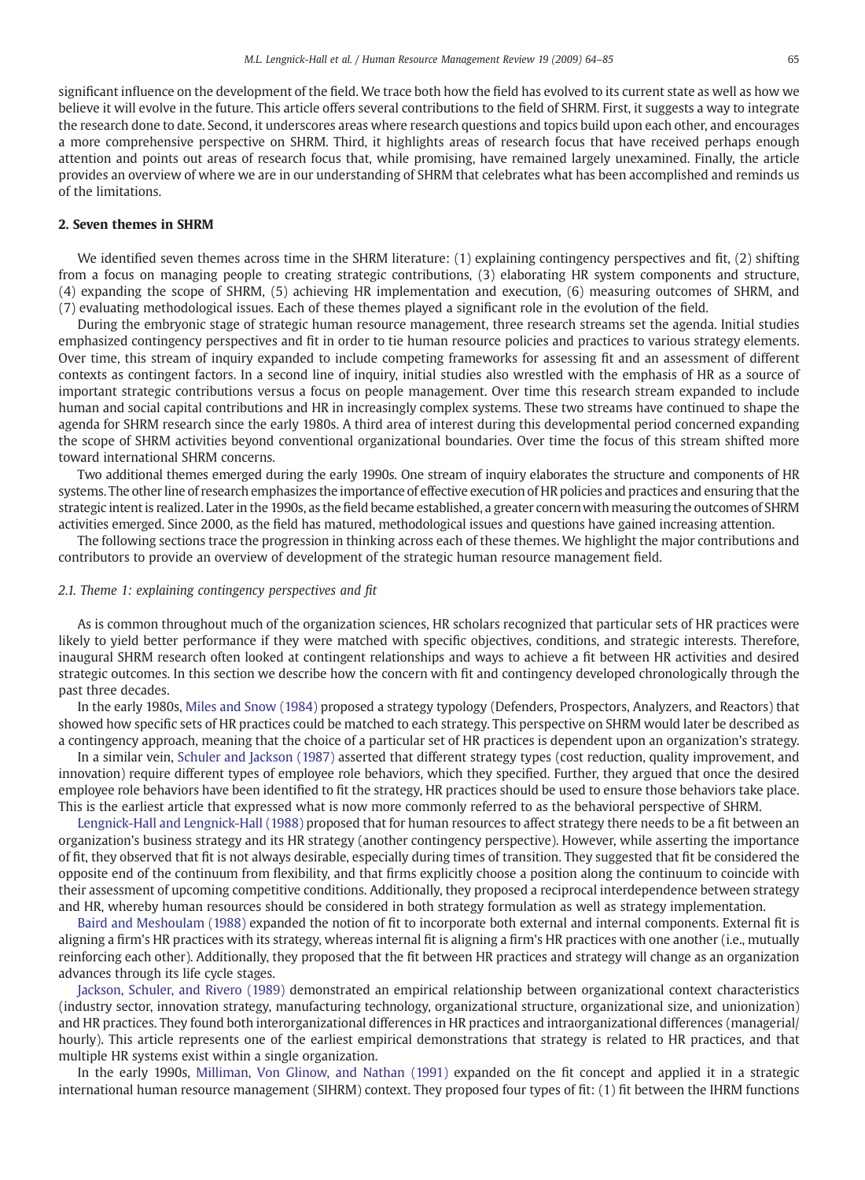significant influence on the development of the field. We trace both how the field has evolved to its current state as well as how we believe it will evolve in the future. This article offers several contributions to the field of SHRM. First, it suggests a way to integrate the research done to date. Second, it underscores areas where research questions and topics build upon each other, and encourages a more comprehensive perspective on SHRM. Third, it highlights areas of research focus that have received perhaps enough attention and points out areas of research focus that, while promising, have remained largely unexamined. Finally, the article provides an overview of where we are in our understanding of SHRM that celebrates what has been accomplished and reminds us of the limitations.

## 2. Seven themes in SHRM

We identified seven themes across time in the SHRM literature: (1) explaining contingency perspectives and fit, (2) shifting from a focus on managing people to creating strategic contributions, (3) elaborating HR system components and structure, (4) expanding the scope of SHRM, (5) achieving HR implementation and execution, (6) measuring outcomes of SHRM, and (7) evaluating methodological issues. Each of these themes played a significant role in the evolution of the field.

During the embryonic stage of strategic human resource management, three research streams set the agenda. Initial studies emphasized contingency perspectives and fit in order to tie human resource policies and practices to various strategy elements. Over time, this stream of inquiry expanded to include competing frameworks for assessing fit and an assessment of different contexts as contingent factors. In a second line of inquiry, initial studies also wrestled with the emphasis of HR as a source of important strategic contributions versus a focus on people management. Over time this research stream expanded to include human and social capital contributions and HR in increasingly complex systems. These two streams have continued to shape the agenda for SHRM research since the early 1980s. A third area of interest during this developmental period concerned expanding the scope of SHRM activities beyond conventional organizational boundaries. Over time the focus of this stream shifted more toward international SHRM concerns.

Two additional themes emerged during the early 1990s. One stream of inquiry elaborates the structure and components of HR systems. The other line of research emphasizes the importance of effective execution of HR policies and practices and ensuring that the strategic intent is realized. Later in the 1990s, as the field became established, a greater concern with measuring the outcomes of SHRM activities emerged. Since 2000, as the field has matured, methodological issues and questions have gained increasing attention.

The following sections trace the progression in thinking across each of these themes. We highlight the major contributions and contributors to provide an overview of development of the strategic human resource management field.

### 2.1. Theme 1: explaining contingency perspectives and fit

As is common throughout much of the organization sciences, HR scholars recognized that particular sets of HR practices were likely to yield better performance if they were matched with specific objectives, conditions, and strategic interests. Therefore, inaugural SHRM research often looked at contingent relationships and ways to achieve a fit between HR activities and desired strategic outcomes. In this section we describe how the concern with fit and contingency developed chronologically through the past three decades.

In the early 1980s, Miles and Snow (1984) proposed a strategy typology (Defenders, Prospectors, Analyzers, and Reactors) that showed how specific sets of HR practices could be matched to each strategy. This perspective on SHRM would later be described as a contingency approach, meaning that the choice of a particular set of HR practices is dependent upon an organization's strategy.

In a similar vein, Schuler and Jackson (1987) asserted that different strategy types (cost reduction, quality improvement, and innovation) require different types of employee role behaviors, which they specified. Further, they argued that once the desired employee role behaviors have been identified to fit the strategy, HR practices should be used to ensure those behaviors take place. This is the earliest article that expressed what is now more commonly referred to as the behavioral perspective of SHRM.

Lengnick-Hall and Lengnick-Hall (1988) proposed that for human resources to affect strategy there needs to be a fit between an organization's business strategy and its HR strategy (another contingency perspective). However, while asserting the importance of fit, they observed that fit is not always desirable, especially during times of transition. They suggested that fit be considered the opposite end of the continuum from flexibility, and that firms explicitly choose a position along the continuum to coincide with their assessment of upcoming competitive conditions. Additionally, they proposed a reciprocal interdependence between strategy and HR, whereby human resources should be considered in both strategy formulation as well as strategy implementation.

Baird and Meshoulam (1988) expanded the notion of fit to incorporate both external and internal components. External fit is aligning a firm's HR practices with its strategy, whereas internal fit is aligning a firm's HR practices with one another (i.e., mutually reinforcing each other). Additionally, they proposed that the fit between HR practices and strategy will change as an organization advances through its life cycle stages.

Jackson, Schuler, and Rivero (1989) demonstrated an empirical relationship between organizational context characteristics (industry sector, innovation strategy, manufacturing technology, organizational structure, organizational size, and unionization) and HR practices. They found both interorganizational differences in HR practices and intraorganizational differences (managerial/hourly). This article represents one of the earliest empirical demonstrations that strategy is related to HR practices, and that multiple HR systems exist within a single organization.

In the early 1990s, Milliman, Von Glinow, and Nathan (1991) expanded on the fit concept and applied it in a strategic international human resource management (SIHRM) context. They proposed four types of fit: (1) fit between the IHRM functions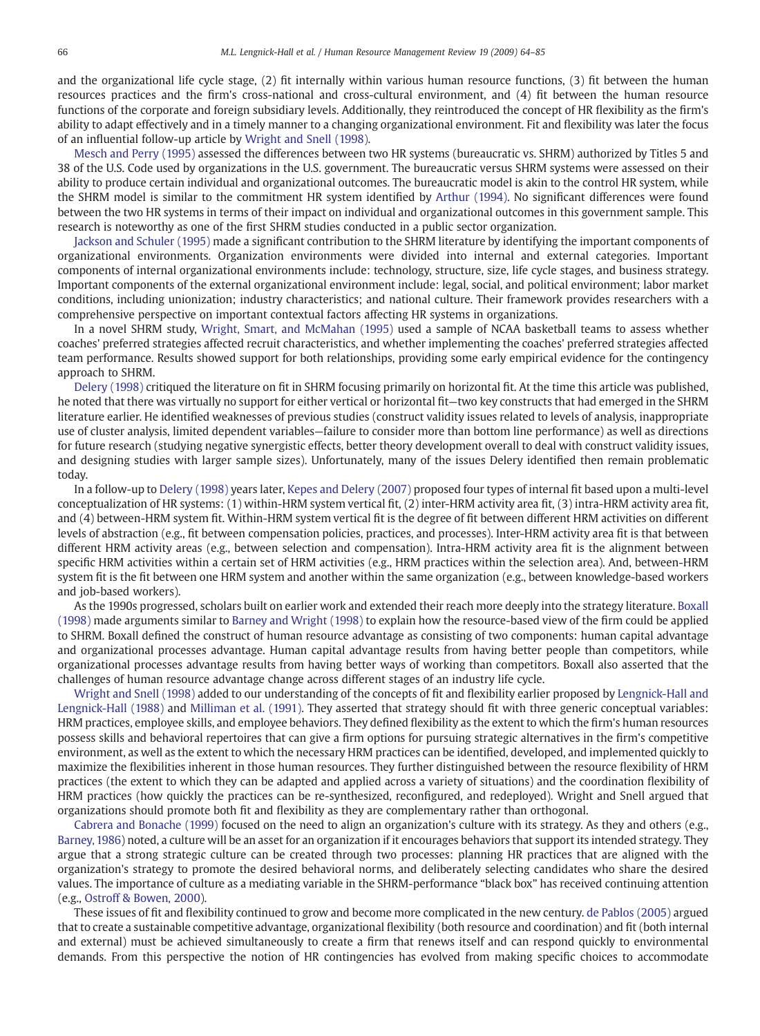and the organizational life cycle stage, (2) fit internally within various human resource functions, (3) fit between the human resources practices and the firm's cross-national and cross-cultural environment, and (4) fit between the human resource functions of the corporate and foreign subsidiary levels. Additionally, they reintroduced the concept of HR flexibility as the firm's ability to adapt effectively and in a timely manner to a changing organizational environment. Fit and flexibility was later the focus of an influential follow-up article by Wright and Snell (1998).

Mesch and Perry (1995) assessed the differences between two HR systems (bureaucratic vs. SHRM) authorized by Titles 5 and 38 of the U.S. Code used by organizations in the U.S. government. The bureaucratic versus SHRM systems were assessed on their ability to produce certain individual and organizational outcomes. The bureaucratic model is akin to the control HR system, while the SHRM model is similar to the commitment HR system identified by Arthur (1994). No significant differences were found between the two HR systems in terms of their impact on individual and organizational outcomes in this government sample. This research is noteworthy as one of the first SHRM studies conducted in a public sector organization.

Jackson and Schuler (1995) made a significant contribution to the SHRM literature by identifying the important components of organizational environments. Organization environments were divided into internal and external categories. Important components of internal organizational environments include: technology, structure, size, life cycle stages, and business strategy. Important components of the external organizational environment include: legal, social, and political environment; labor market conditions, including unionization; industry characteristics; and national culture. Their framework provides researchers with a comprehensive perspective on important contextual factors affecting HR systems in organizations.

In a novel SHRM study, Wright, Smart, and McMahan (1995) used a sample of NCAA basketball teams to assess whether coaches' preferred strategies affected recruit characteristics, and whether implementing the coaches' preferred strategies affected team performance. Results showed support for both relationships, providing some early empirical evidence for the contingency approach to SHRM.

Delery (1998) critiqued the literature on fit in SHRM focusing primarily on horizontal fit. At the time this article was published, he noted that there was virtually no support for either vertical or horizontal fit—two key constructs that had emerged in the SHRM literature earlier. He identified weaknesses of previous studies (construct validity issues related to levels of analysis, inappropriate use of cluster analysis, limited dependent variables—failure to consider more than bottom line performance) as well as directions for future research (studying negative synergistic effects, better theory development overall to deal with construct validity issues, and designing studies with larger sample sizes). Unfortunately, many of the issues Delery identified then remain problematic today.

In a follow-up to Delery (1998) years later, Kepes and Delery (2007) proposed four types of internal fit based upon a multi-level conceptualization of HR systems: (1) within-HRM system vertical fit, (2) inter-HRM activity area fit, (3) intra-HRM activity area fit, and (4) between-HRM system fit. Within-HRM system vertical fit is the degree of fit between different HRM activities on different levels of abstraction (e.g., fit between compensation policies, practices, and processes). Inter-HRM activity area fit is that between different HRM activity areas (e.g., between selection and compensation). Intra-HRM activity area fit is the alignment between specific HRM activities within a certain set of HRM activities (e.g., HRM practices within the selection area). And, between-HRM system fit is the fit between one HRM system and another within the same organization (e.g., between knowledge-based workers and job-based workers).

As the 1990s progressed, scholars built on earlier work and extended their reach more deeply into the strategy literature. Boxall (1998) made arguments similar to Barney and Wright (1998) to explain how the resource-based view of the firm could be applied to SHRM. Boxall defined the construct of human resource advantage as consisting of two components: human capital advantage and organizational processes advantage. Human capital advantage results from having better people than competitors, while organizational processes advantage results from having better ways of working than competitors. Boxall also asserted that the challenges of human resource advantage change across different stages of an industry life cycle.

Wright and Snell (1998) added to our understanding of the concepts of fit and flexibility earlier proposed by Lengnick-Hall and Lengnick-Hall (1988) and Milliman et al. (1991). They asserted that strategy should fit with three generic conceptual variables: HRM practices, employee skills, and employee behaviors. They defined flexibility as the extent to which the firm's human resources possess skills and behavioral repertoires that can give a firm options for pursuing strategic alternatives in the firm's competitive environment, as well as the extent to which the necessary HRM practices can be identified, developed, and implemented quickly to maximize the flexibilities inherent in those human resources. They further distinguished between the resource flexibility of HRM practices (the extent to which they can be adapted and applied across a variety of situations) and the coordination flexibility of HRM practices (how quickly the practices can be re-synthesized, reconfigured, and redeployed). Wright and Snell argued that organizations should promote both fit and flexibility as they are complementary rather than orthogonal.

Cabrera and Bonache (1999) focused on the need to align an organization's culture with its strategy. As they and others (e.g., Barney, 1986) noted, a culture will be an asset for an organization if it encourages behaviors that support its intended strategy. They argue that a strong strategic culture can be created through two processes: planning HR practices that are aligned with the organization's strategy to promote the desired behavioral norms, and deliberately selecting candidates who share the desired values. The importance of culture as a mediating variable in the SHRM-performance "black box" has received continuing attention (e.g., Ostroff & Bowen, 2000).

These issues of fit and flexibility continued to grow and become more complicated in the new century. de Pablos (2005) argued that to create a sustainable competitive advantage, organizational flexibility (both resource and coordination) and fit (both internal and external) must be achieved simultaneously to create a firm that renews itself and can respond quickly to environmental demands. From this perspective the notion of HR contingencies has evolved from making specific choices to accommodate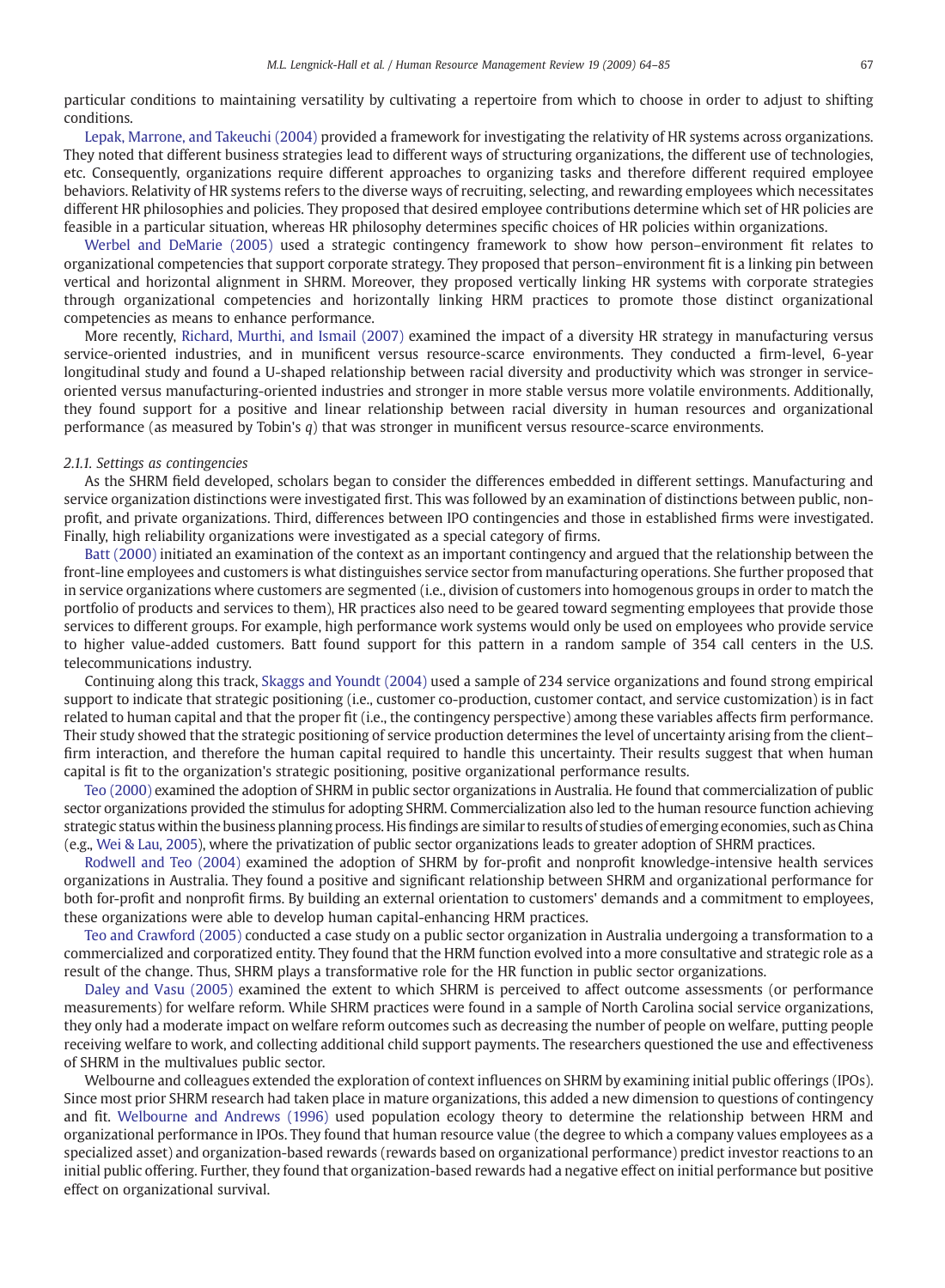particular conditions to maintaining versatility by cultivating a repertoire from which to choose in order to adjust to shifting conditions.

Lepak, Marrone, and Takeuchi (2004) provided a framework for investigating the relativity of HR systems across organizations. They noted that different business strategies lead to different ways of structuring organizations, the different use of technologies, etc. Consequently, organizations require different approaches to organizing tasks and therefore different required employee behaviors. Relativity of HR systems refers to the diverse ways of recruiting, selecting, and rewarding employees which necessitates different HR philosophies and policies. They proposed that desired employee contributions determine which set of HR policies are feasible in a particular situation, whereas HR philosophy determines specific choices of HR policies within organizations.

Werbel and DeMarie (2005) used a strategic contingency framework to show how person–environment fit relates to organizational competencies that support corporate strategy. They proposed that person–environment fit is a linking pin between vertical and horizontal alignment in SHRM. Moreover, they proposed vertically linking HR systems with corporate strategies through organizational competencies and horizontally linking HRM practices to promote those distinct organizational competencies as means to enhance performance.

More recently, Richard, Murthi, and Ismail (2007) examined the impact of a diversity HR strategy in manufacturing versus service-oriented industries, and in munificent versus resource-scarce environments. They conducted a firm-level, 6-year longitudinal study and found a U-shaped relationship between racial diversity and productivity which was stronger in service-oriented versus manufacturing-oriented industries and stronger in more stable versus more volatile environments. Additionally, they found support for a positive and linear relationship between racial diversity in human resources and organizational performance (as measured by Tobin's $q$) that was stronger in munificent versus resource-scarce environments.

#### 2.1.1. Settings as contingencies

As the SHRM field developed, scholars began to consider the differences embedded in different settings. Manufacturing and service organization distinctions were investigated first. This was followed by an examination of distinctions between public, non-profit, and private organizations. Third, differences between IPO contingencies and those in established firms were investigated. Finally, high reliability organizations were investigated as a special category of firms.

Batt (2000) initiated an examination of the context as an important contingency and argued that the relationship between the front-line employees and customers is what distinguishes service sector from manufacturing operations. She further proposed that in service organizations where customers are segmented (i.e., division of customers into homogenous groups in order to match the portfolio of products and services to them), HR practices also need to be geared toward segmenting employees that provide those services to different groups. For example, high performance work systems would only be used on employees who provide service to higher value-added customers. Batt found support for this pattern in a random sample of 354 call centers in the U.S. telecommunications industry.

Continuing along this track, Skaggs and Youndt (2004) used a sample of 234 service organizations and found strong empirical support to indicate that strategic positioning (i.e., customer co-production, customer contact, and service customization) is in fact related to human capital and that the proper fit (i.e., the contingency perspective) among these variables affects firm performance. Their study showed that the strategic positioning of service production determines the level of uncertainty arising from the client–firm interaction, and therefore the human capital required to handle this uncertainty. Their results suggest that when human capital is fit to the organization's strategic positioning, positive organizational performance results.

Teo (2000) examined the adoption of SHRM in public sector organizations in Australia. He found that commercialization of public sector organizations provided the stimulus for adopting SHRM. Commercialization also led to the human resource function achieving strategic status within the business planning process. His findings are similar to results of studies of emerging economies, such as China (e.g., Wei & Lau, 2005), where the privatization of public sector organizations leads to greater adoption of SHRM practices.

Rodwell and Teo (2004) examined the adoption of SHRM by for-profit and nonprofit knowledge-intensive health services organizations in Australia. They found a positive and significant relationship between SHRM and organizational performance for both for-profit and nonprofit firms. By building an external orientation to customers' demands and a commitment to employees, these organizations were able to develop human capital-enhancing HRM practices.

Teo and Crawford (2005) conducted a case study on a public sector organization in Australia undergoing a transformation to a commercialized and corporatized entity. They found that the HRM function evolved into a more consultative and strategic role as a result of the change. Thus, SHRM plays a transformative role for the HR function in public sector organizations.

Daley and Vasu (2005) examined the extent to which SHRM is perceived to affect outcome assessments (or performance measurements) for welfare reform. While SHRM practices were found in a sample of North Carolina social service organizations, they only had a moderate impact on welfare reform outcomes such as decreasing the number of people on welfare, putting people receiving welfare to work, and collecting additional child support payments. The researchers questioned the use and effectiveness of SHRM in the multivalues public sector.

Welbourne and colleagues extended the exploration of context influences on SHRM by examining initial public offerings (IPOs). Since most prior SHRM research had taken place in mature organizations, this added a new dimension to questions of contingency and fit. Welbourne and Andrews (1996) used population ecology theory to determine the relationship between HRM and organizational performance in IPOs. They found that human resource value (the degree to which a company values employees as a specialized asset) and organization-based rewards (rewards based on organizational performance) predict investor reactions to an initial public offering. Further, they found that organization-based rewards had a negative effect on initial performance but positive effect on organizational survival.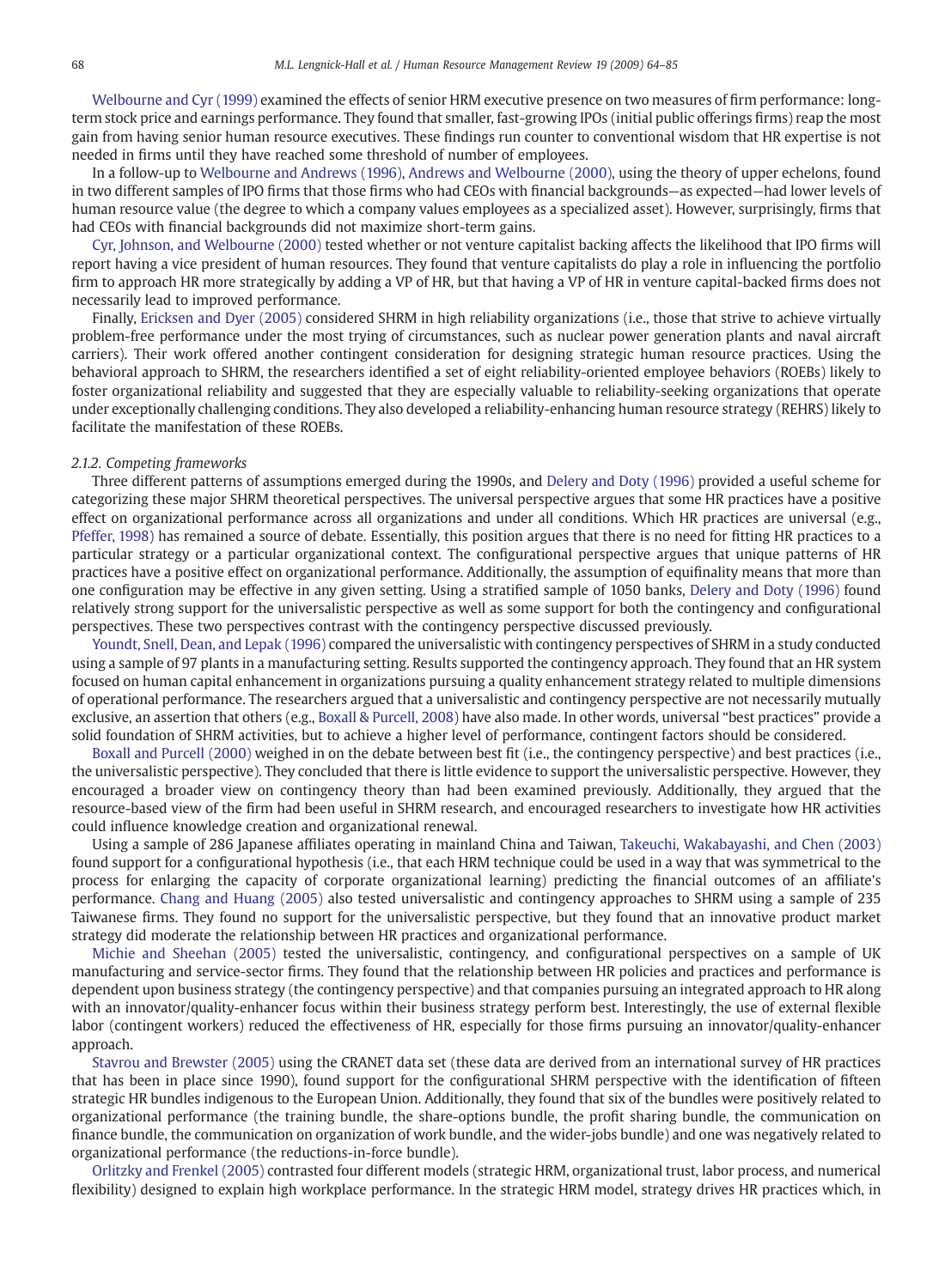Welbourne and Cyr (1999) examined the effects of senior HRM executive presence on two measures of firm performance: long-term stock price and earnings performance. They found that smaller, fast-growing IPOs (initial public offerings firms) reap the most gain from having senior human resource executives. These findings run counter to conventional wisdom that HR expertise is not needed in firms until they have reached some threshold of number of employees.

In a follow-up to Welbourne and Andrews (1996), Andrews and Welbourne (2000), using the theory of upper echelons, found in two different samples of IPO firms that those firms who had CEOs with financial backgrounds—as expected—had lower levels of human resource value (the degree to which a company values employees as a specialized asset). However, surprisingly, firms that had CEOs with financial backgrounds did not maximize short-term gains.

Cyr, Johnson, and Welbourne (2000) tested whether or not venture capitalist backing affects the likelihood that IPO firms will report having a vice president of human resources. They found that venture capitalists do play a role in influencing the portfolio firm to approach HR more strategically by adding a VP of HR, but that having a VP of HR in venture capital-backed firms does not necessarily lead to improved performance.

Finally, Ericksen and Dyer (2005) considered SHRM in high reliability organizations (i.e., those that strive to achieve virtually problem-free performance under the most trying of circumstances, such as nuclear power generation plants and naval aircraft carriers). Their work offered another contingent consideration for designing strategic human resource practices. Using the behavioral approach to SHRM, the researchers identified a set of eight reliability-oriented employee behaviors (ROEBs) likely to foster organizational reliability and suggested that they are especially valuable to reliability-seeking organizations that operate under exceptionally challenging conditions. They also developed a reliability-enhancing human resource strategy (REHRS) likely to facilitate the manifestation of these ROEBs.

#### *2.1.2. Competing frameworks*

Three different patterns of assumptions emerged during the 1990s, and Delery and Doty (1996) provided a useful scheme for categorizing these major SHRM theoretical perspectives. The universal perspective argues that some HR practices have a positive effect on organizational performance across all organizations and under all conditions. Which HR practices are universal (e.g., Pfeffer, 1998) has remained a source of debate. Essentially, this position argues that there is no need for fitting HR practices to a particular strategy or a particular organizational context. The configurational perspective argues that unique patterns of HR practices have a positive effect on organizational performance. Additionally, the assumption of equifinality means that more than one configuration may be effective in any given setting. Using a stratified sample of 1050 banks, Delery and Doty (1996) found relatively strong support for the universalistic perspective as well as some support for both the contingency and configurational perspectives. These two perspectives contrast with the contingency perspective discussed previously.

Youndt, Snell, Dean, and Lepak (1996) compared the universalistic with contingency perspectives of SHRM in a study conducted using a sample of 97 plants in a manufacturing setting. Results supported the contingency approach. They found that an HR system focused on human capital enhancement in organizations pursuing a quality enhancement strategy related to multiple dimensions of operational performance. The researchers argued that a universalistic and contingency perspective are not necessarily mutually exclusive, an assertion that others (e.g., Boxall & Purcell, 2008) have also made. In other words, universal "best practices" provide a solid foundation of SHRM activities, but to achieve a higher level of performance, contingent factors should be considered.

Boxall and Purcell (2000) weighed in on the debate between best fit (i.e., the contingency perspective) and best practices (i.e., the universalistic perspective). They concluded that there is little evidence to support the universalistic perspective. However, they encouraged a broader view on contingency theory than had been examined previously. Additionally, they argued that the resource-based view of the firm had been useful in SHRM research, and encouraged researchers to investigate how HR activities could influence knowledge creation and organizational renewal.

Using a sample of 286 Japanese affiliates operating in mainland China and Taiwan, Takeuchi, Wakabayashi, and Chen (2003) found support for a configurational hypothesis (i.e., that each HRM technique could be used in a way that was symmetrical to the process for enlarging the capacity of corporate organizational learning) predicting the financial outcomes of an affiliate's performance. Chang and Huang (2005) also tested universalistic and contingency approaches to SHRM using a sample of 235 Taiwanese firms. They found no support for the universalistic perspective, but they found that an innovative product market strategy did moderate the relationship between HR practices and organizational performance.

Michie and Sheehan (2005) tested the universalistic, contingency, and configurational perspectives on a sample of UK manufacturing and service-sector firms. They found that the relationship between HR policies and practices and performance is dependent upon business strategy (the contingency perspective) and that companies pursuing an integrated approach to HR along with an innovator/quality-enhancer focus within their business strategy perform best. Interestingly, the use of external flexible labor (contingent workers) reduced the effectiveness of HR, especially for those firms pursuing an innovator/quality-enhancer approach.

Stavrou and Brewster (2005) using the CRANET data set (these data are derived from an international survey of HR practices that has been in place since 1990), found support for the configurational SHRM perspective with the identification of fifteen strategic HR bundles indigenous to the European Union. Additionally, they found that six of the bundles were positively related to organizational performance (the training bundle, the share-options bundle, the profit sharing bundle, the communication on finance bundle, the communication on organization of work bundle, and the wider-jobs bundle) and one was negatively related to organizational performance (the reductions-in-force bundle).

Orlitzky and Frenkel (2005) contrasted four different models (strategic HRM, organizational trust, labor process, and numerical flexibility) designed to explain high workplace performance. In the strategic HRM model, strategy drives HR practices which, in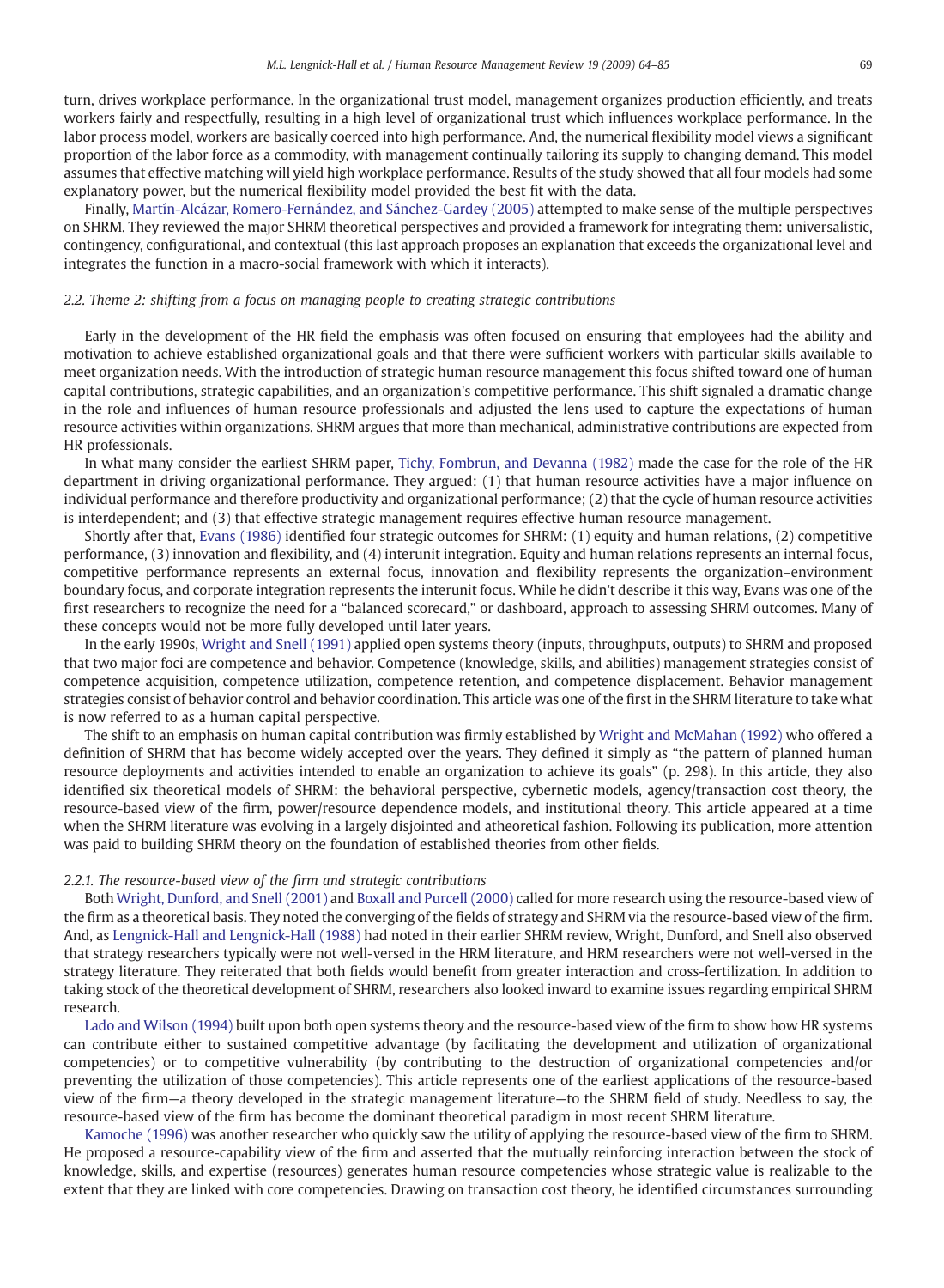turn, drives workplace performance. In the organizational trust model, management organizes production efficiently, and treats workers fairly and respectfully, resulting in a high level of organizational trust which influences workplace performance. In the labor process model, workers are basically coerced into high performance. And, the numerical flexibility model views a significant proportion of the labor force as a commodity, with management continually tailoring its supply to changing demand. This model assumes that effective matching will yield high workplace performance. Results of the study showed that all four models had some explanatory power, but the numerical flexibility model provided the best fit with the data.

Finally, Martín-Alcázar, Romero-Fernández, and Sánchez-Gardey (2005) attempted to make sense of the multiple perspectives on SHRM. They reviewed the major SHRM theoretical perspectives and provided a framework for integrating them: universalistic, contingency, configurational, and contextual (this last approach proposes an explanation that exceeds the organizational level and integrates the function in a macro-social framework with which it interacts).

### 2.2. Theme 2: shifting from a focus on managing people to creating strategic contributions

Early in the development of the HR field the emphasis was often focused on ensuring that employees had the ability and motivation to achieve established organizational goals and that there were sufficient workers with particular skills available to meet organization needs. With the introduction of strategic human resource management this focus shifted toward one of human capital contributions, strategic capabilities, and an organization's competitive performance. This shift signaled a dramatic change in the role and influences of human resource professionals and adjusted the lens used to capture the expectations of human resource activities within organizations. SHRM argues that more than mechanical, administrative contributions are expected from HR professionals.

In what many consider the earliest SHRM paper, Tichy, Fombrun, and Devanna (1982) made the case for the role of the HR department in driving organizational performance. They argued: (1) that human resource activities have a major influence on individual performance and therefore productivity and organizational performance; (2) that the cycle of human resource activities is interdependent; and (3) that effective strategic management requires effective human resource management.

Shortly after that, Evans (1986) identified four strategic outcomes for SHRM: (1) equity and human relations, (2) competitive performance, (3) innovation and flexibility, and (4) interunit integration. Equity and human relations represents an internal focus, competitive performance represents an external focus, innovation and flexibility represents the organization–environment boundary focus, and corporate integration represents the interunit focus. While he didn't describe it this way, Evans was one of the first researchers to recognize the need for a "balanced scorecard," or dashboard, approach to assessing SHRM outcomes. Many of these concepts would not be more fully developed until later years.

In the early 1990s, Wright and Snell (1991) applied open systems theory (inputs, throughputs, outputs) to SHRM and proposed that two major foci are competence and behavior. Competence (knowledge, skills, and abilities) management strategies consist of competence acquisition, competence utilization, competence retention, and competence displacement. Behavior management strategies consist of behavior control and behavior coordination. This article was one of the first in the SHRM literature to take what is now referred to as a human capital perspective.

The shift to an emphasis on human capital contribution was firmly established by Wright and McMahan (1992) who offered a definition of SHRM that has become widely accepted over the years. They defined it simply as "the pattern of planned human resource deployments and activities intended to enable an organization to achieve its goals" (p. 298). In this article, they also identified six theoretical models of SHRM: the behavioral perspective, cybernetic models, agency/transaction cost theory, the resource-based view of the firm, power/resource dependence models, and institutional theory. This article appeared at a time when the SHRM literature was evolving in a largely disjointed and atheoretical fashion. Following its publication, more attention was paid to building SHRM theory on the foundation of established theories from other fields.

#### 2.2.1. The resource-based view of the firm and strategic contributions

Both Wright, Dunford, and Snell (2001) and Boxall and Purcell (2000) called for more research using the resource-based view of the firm as a theoretical basis. They noted the converging of the fields of strategy and SHRM via the resource-based view of the firm. And, as Lengnick-Hall and Lengnick-Hall (1988) had noted in their earlier SHRM review, Wright, Dunford, and Snell also observed that strategy researchers typically were not well-versed in the HRM literature, and HRM researchers were not well-versed in the strategy literature. They reiterated that both fields would benefit from greater interaction and cross-fertilization. In addition to taking stock of the theoretical development of SHRM, researchers also looked inward to examine issues regarding empirical SHRM research.

Lado and Wilson (1994) built upon both open systems theory and the resource-based view of the firm to show how HR systems can contribute either to sustained competitive advantage (by facilitating the development and utilization of organizational competencies) or to competitive vulnerability (by contributing to the destruction of organizational competencies and/or preventing the utilization of those competencies). This article represents one of the earliest applications of the resource-based view of the firm—a theory developed in the strategic management literature—to the SHRM field of study. Needless to say, the resource-based view of the firm has become the dominant theoretical paradigm in most recent SHRM literature.

Kamoche (1996) was another researcher who quickly saw the utility of applying the resource-based view of the firm to SHRM. He proposed a resource-capability view of the firm and asserted that the mutually reinforcing interaction between the stock of knowledge, skills, and expertise (resources) generates human resource competencies whose strategic value is realizable to the extent that they are linked with core competencies. Drawing on transaction cost theory, he identified circumstances surrounding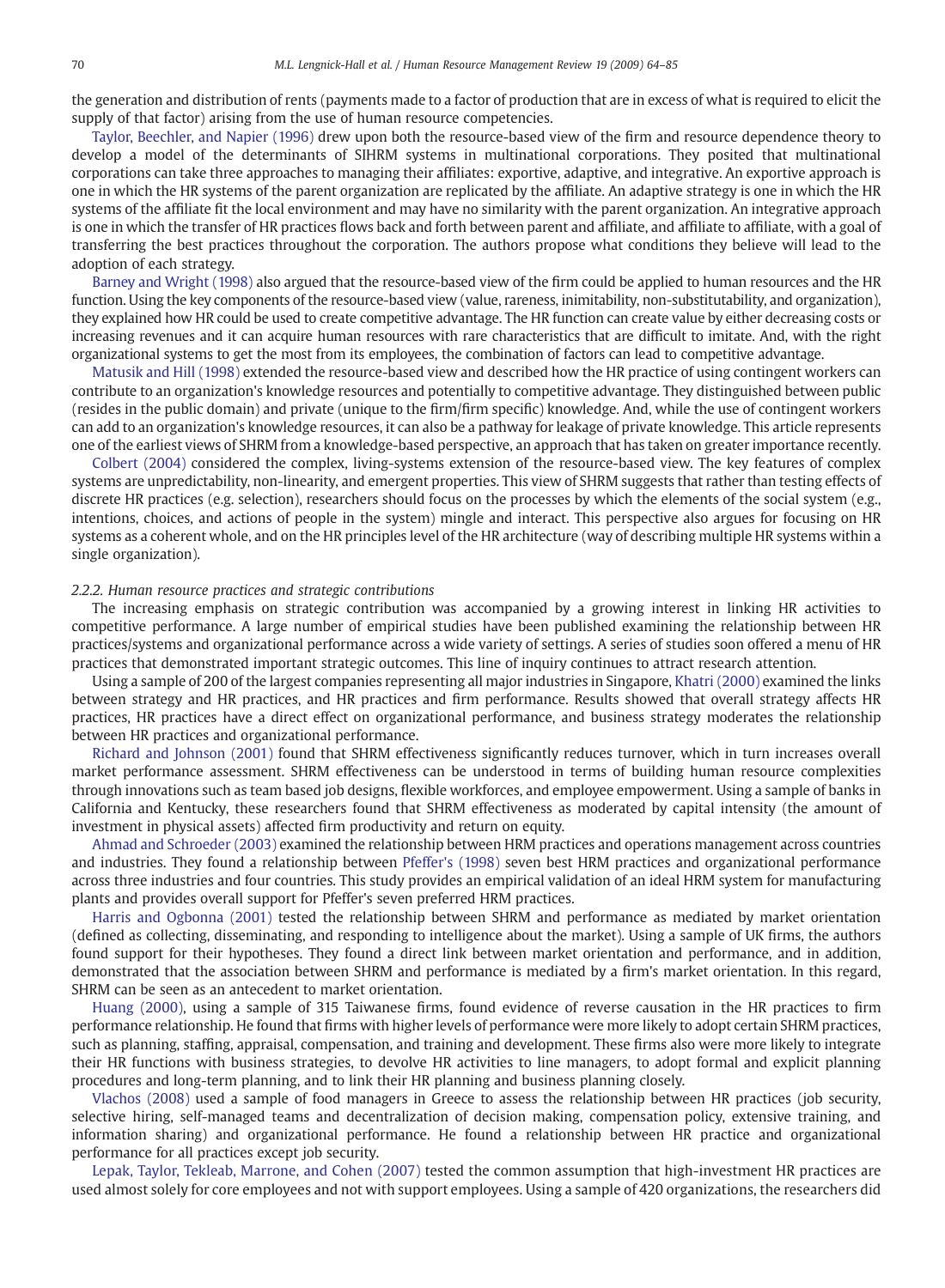the generation and distribution of rents (payments made to a factor of production that are in excess of what is required to elicit the supply of that factor) arising from the use of human resource competencies.

Taylor, Beechler, and Napier (1996) drew upon both the resource-based view of the firm and resource dependence theory to develop a model of the determinants of SIHRM systems in multinational corporations. They posited that multinational corporations can take three approaches to managing their affiliates: exportive, adaptive, and integrative. An exportive approach is one in which the HR systems of the parent organization are replicated by the affiliate. An adaptive strategy is one in which the HR systems of the affiliate fit the local environment and may have no similarity with the parent organization. An integrative approach is one in which the transfer of HR practices flows back and forth between parent and affiliate, and affiliate to affiliate, with a goal of transferring the best practices throughout the corporation. The authors propose what conditions they believe will lead to the adoption of each strategy.

Barney and Wright (1998) also argued that the resource-based view of the firm could be applied to human resources and the HR function. Using the key components of the resource-based view (value, rareness, inimitability, non-substitutability, and organization), they explained how HR could be used to create competitive advantage. The HR function can create value by either decreasing costs or increasing revenues and it can acquire human resources with rare characteristics that are difficult to imitate. And, with the right organizational systems to get the most from its employees, the combination of factors can lead to competitive advantage.

Matusik and Hill (1998) extended the resource-based view and described how the HR practice of using contingent workers can contribute to an organization's knowledge resources and potentially to competitive advantage. They distinguished between public (resides in the public domain) and private (unique to the firm/firm specific) knowledge. And, while the use of contingent workers can add to an organization's knowledge resources, it can also be a pathway for leakage of private knowledge. This article represents one of the earliest views of SHRM from a knowledge-based perspective, an approach that has taken on greater importance recently.

Colbert (2004) considered the complex, living-systems extension of the resource-based view. The key features of complex systems are unpredictability, non-linearity, and emergent properties. This view of SHRM suggests that rather than testing effects of discrete HR practices (e.g. selection), researchers should focus on the processes by which the elements of the social system (e.g., intentions, choices, and actions of people in the system) mingle and interact. This perspective also argues for focusing on HR systems as a coherent whole, and on the HR principles level of the HR architecture (way of describing multiple HR systems within a single organization).

### *2.2.2. Human resource practices and strategic contributions*

The increasing emphasis on strategic contribution was accompanied by a growing interest in linking HR activities to competitive performance. A large number of empirical studies have been published examining the relationship between HR practices/systems and organizational performance across a wide variety of settings. A series of studies soon offered a menu of HR practices that demonstrated important strategic outcomes. This line of inquiry continues to attract research attention.

Using a sample of 200 of the largest companies representing all major industries in Singapore, Khatri (2000) examined the links between strategy and HR practices, and HR practices and firm performance. Results showed that overall strategy affects HR practices, HR practices have a direct effect on organizational performance, and business strategy moderates the relationship between HR practices and organizational performance.

Richard and Johnson (2001) found that SHRM effectiveness significantly reduces turnover, which in turn increases overall market performance assessment. SHRM effectiveness can be understood in terms of building human resource complexities through innovations such as team based job designs, flexible workforces, and employee empowerment. Using a sample of banks in California and Kentucky, these researchers found that SHRM effectiveness as moderated by capital intensity (the amount of investment in physical assets) affected firm productivity and return on equity.

Ahmad and Schroeder (2003) examined the relationship between HRM practices and operations management across countries and industries. They found a relationship between Pfeffer's (1998) seven best HRM practices and organizational performance across three industries and four countries. This study provides an empirical validation of an ideal HRM system for manufacturing plants and provides overall support for Pfeffer's seven preferred HRM practices.

Harris and Ogbonna (2001) tested the relationship between SHRM and performance as mediated by market orientation (defined as collecting, disseminating, and responding to intelligence about the market). Using a sample of UK firms, the authors found support for their hypotheses. They found a direct link between market orientation and performance, and in addition, demonstrated that the association between SHRM and performance is mediated by a firm's market orientation. In this regard, SHRM can be seen as an antecedent to market orientation.

Huang (2000), using a sample of 315 Taiwanese firms, found evidence of reverse causation in the HR practices to firm performance relationship. He found that firms with higher levels of performance were more likely to adopt certain SHRM practices, such as planning, staffing, appraisal, compensation, and training and development. These firms also were more likely to integrate their HR functions with business strategies, to devolve HR activities to line managers, to adopt formal and explicit planning procedures and long-term planning, and to link their HR planning and business planning closely.

Vlachos (2008) used a sample of food managers in Greece to assess the relationship between HR practices (job security, selective hiring, self-managed teams and decentralization of decision making, compensation policy, extensive training, and information sharing) and organizational performance. He found a relationship between HR practice and organizational performance for all practices except job security.

Lepak, Taylor, Tekleab, Marrone, and Cohen (2007) tested the common assumption that high-investment HR practices are used almost solely for core employees and not with support employees. Using a sample of 420 organizations, the researchers did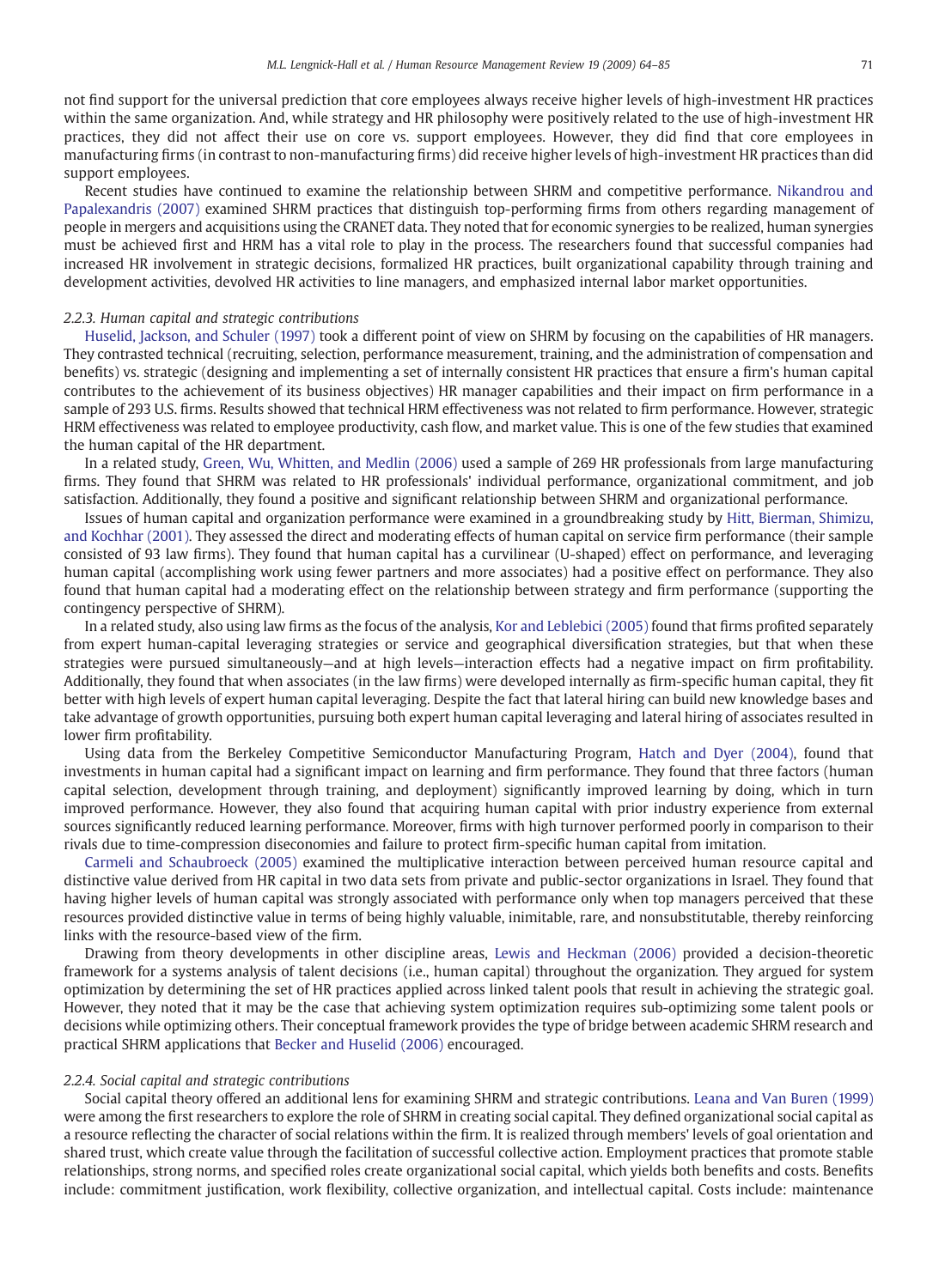not find support for the universal prediction that core employees always receive higher levels of high-investment HR practices within the same organization. And, while strategy and HR philosophy were positively related to the use of high-investment HR practices, they did not affect their use on core vs. support employees. However, they did find that core employees in manufacturing firms (in contrast to non-manufacturing firms) did receive higher levels of high-investment HR practices than did support employees.

Recent studies have continued to examine the relationship between SHRM and competitive performance. Nikandrou and Papalexandris (2007) examined SHRM practices that distinguish top-performing firms from others regarding management of people in mergers and acquisitions using the CRANET data. They noted that for economic synergies to be realized, human synergies must be achieved first and HRM has a vital role to play in the process. The researchers found that successful companies had increased HR involvement in strategic decisions, formalized HR practices, built organizational capability through training and development activities, devolved HR activities to line managers, and emphasized internal labor market opportunities.

#### 2.2.3. Human capital and strategic contributions

Huselid, Jackson, and Schuler (1997) took a different point of view on SHRM by focusing on the capabilities of HR managers. They contrasted technical (recruiting, selection, performance measurement, training, and the administration of compensation and benefits) vs. strategic (designing and implementing a set of internally consistent HR practices that ensure a firm's human capital contributes to the achievement of its business objectives) HR manager capabilities and their impact on firm performance in a sample of 293 U.S. firms. Results showed that technical HRM effectiveness was not related to firm performance. However, strategic HRM effectiveness was related to employee productivity, cash flow, and market value. This is one of the few studies that examined the human capital of the HR department.

In a related study, Green, Wu, Whitten, and Medlin (2006) used a sample of 269 HR professionals from large manufacturing firms. They found that SHRM was related to HR professionals' individual performance, organizational commitment, and job satisfaction. Additionally, they found a positive and significant relationship between SHRM and organizational performance.

Issues of human capital and organization performance were examined in a groundbreaking study by Hitt, Bierman, Shimizu, and Kochhar (2001). They assessed the direct and moderating effects of human capital on service firm performance (their sample consisted of 93 law firms). They found that human capital has a curvilinear (U-shaped) effect on performance, and leveraging human capital (accomplishing work using fewer partners and more associates) had a positive effect on performance. They also found that human capital had a moderating effect on the relationship between strategy and firm performance (supporting the contingency perspective of SHRM).

In a related study, also using law firms as the focus of the analysis, Kor and Leblebici (2005) found that firms profited separately from expert human-capital leveraging strategies or service and geographical diversification strategies, but that when these strategies were pursued simultaneously—and at high levels—interaction effects had a negative impact on firm profitability. Additionally, they found that when associates (in the law firms) were developed internally as firm-specific human capital, they fit better with high levels of expert human capital leveraging. Despite the fact that lateral hiring can build new knowledge bases and take advantage of growth opportunities, pursuing both expert human capital leveraging and lateral hiring of associates resulted in lower firm profitability.

Using data from the Berkeley Competitive Semiconductor Manufacturing Program, Hatch and Dyer (2004), found that investments in human capital had a significant impact on learning and firm performance. They found that three factors (human capital selection, development through training, and deployment) significantly improved learning by doing, which in turn improved performance. However, they also found that acquiring human capital with prior industry experience from external sources significantly reduced learning performance. Moreover, firms with high turnover performed poorly in comparison to their rivals due to time-compression diseconomies and failure to protect firm-specific human capital from imitation.

Carmeli and Schaubroeck (2005) examined the multiplicative interaction between perceived human resource capital and distinctive value derived from HR capital in two data sets from private and public-sector organizations in Israel. They found that having higher levels of human capital was strongly associated with performance only when top managers perceived that these resources provided distinctive value in terms of being highly valuable, inimitable, rare, and nonsubstitutable, thereby reinforcing links with the resource-based view of the firm.

Drawing from theory developments in other discipline areas, Lewis and Heckman (2006) provided a decision-theoretic framework for a systems analysis of talent decisions (i.e., human capital) throughout the organization. They argued for system optimization by determining the set of HR practices applied across linked talent pools that result in achieving the strategic goal. However, they noted that it may be the case that achieving system optimization requires sub-optimizing some talent pools or decisions while optimizing others. Their conceptual framework provides the type of bridge between academic SHRM research and practical SHRM applications that Becker and Huselid (2006) encouraged.

#### 2.2.4. Social capital and strategic contributions

Social capital theory offered an additional lens for examining SHRM and strategic contributions. Leana and Van Buren (1999) were among the first researchers to explore the role of SHRM in creating social capital. They defined organizational social capital as a resource reflecting the character of social relations within the firm. It is realized through members' levels of goal orientation and shared trust, which create value through the facilitation of successful collective action. Employment practices that promote stable relationships, strong norms, and specified roles create organizational social capital, which yields both benefits and costs. Benefits include: commitment justification, work flexibility, collective organization, and intellectual capital. Costs include: maintenance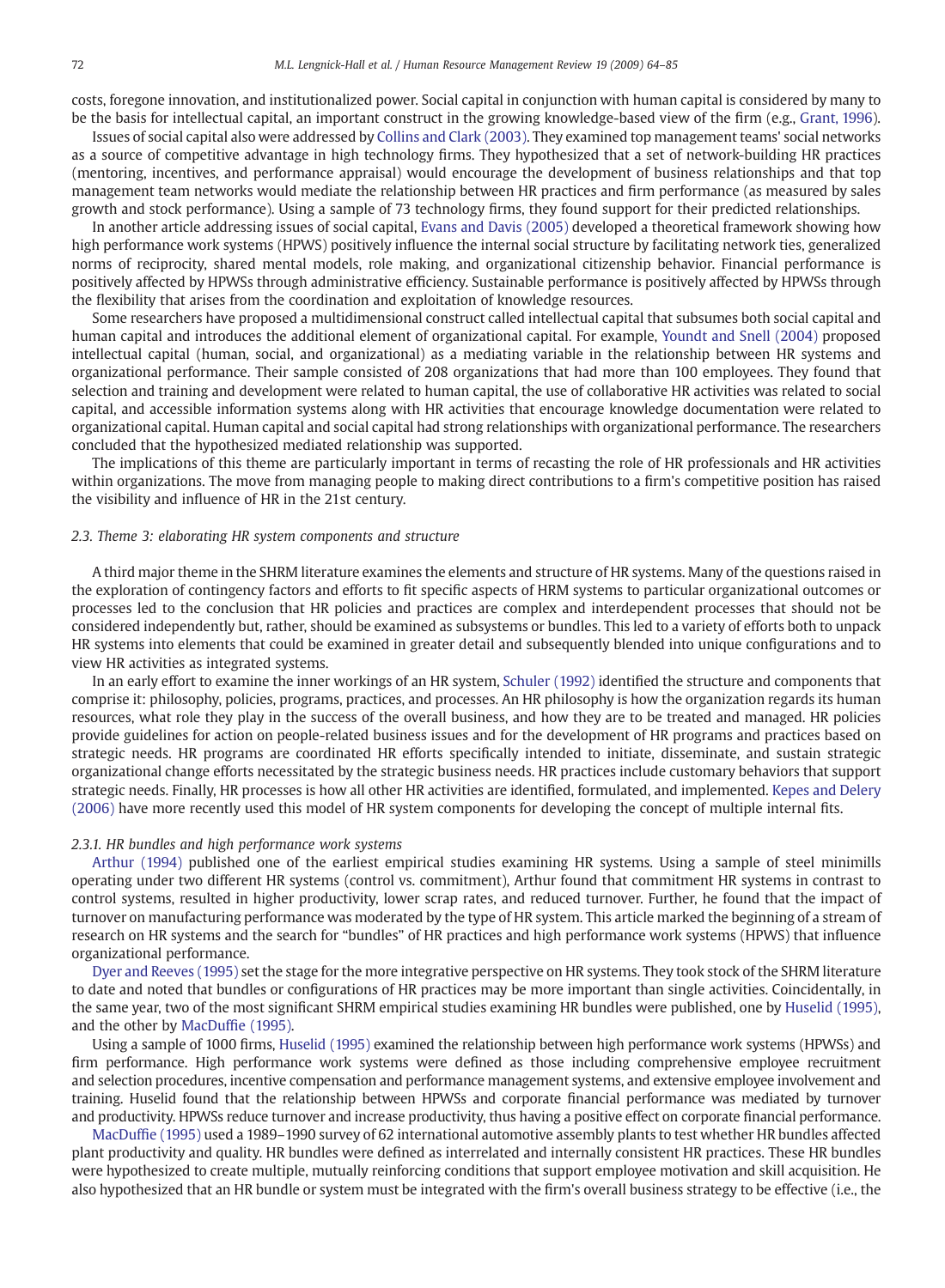costs, foregone innovation, and institutionalized power. Social capital in conjunction with human capital is considered by many to be the basis for intellectual capital, an important construct in the growing knowledge-based view of the firm (e.g., Grant, 1996).

Issues of social capital also were addressed by Collins and Clark (2003). They examined top management teams' social networks as a source of competitive advantage in high technology firms. They hypothesized that a set of network-building HR practices (mentoring, incentives, and performance appraisal) would encourage the development of business relationships and that top management team networks would mediate the relationship between HR practices and firm performance (as measured by sales growth and stock performance). Using a sample of 73 technology firms, they found support for their predicted relationships.

In another article addressing issues of social capital, Evans and Davis (2005) developed a theoretical framework showing how high performance work systems (HPWS) positively influence the internal social structure by facilitating network ties, generalized norms of reciprocity, shared mental models, role making, and organizational citizenship behavior. Financial performance is positively affected by HPWSs through administrative efficiency. Sustainable performance is positively affected by HPWSs through the flexibility that arises from the coordination and exploitation of knowledge resources.

Some researchers have proposed a multidimensional construct called intellectual capital that subsumes both social capital and human capital and introduces the additional element of organizational capital. For example, Youndt and Snell (2004) proposed intellectual capital (human, social, and organizational) as a mediating variable in the relationship between HR systems and organizational performance. Their sample consisted of 208 organizations that had more than 100 employees. They found that selection and training and development were related to human capital, the use of collaborative HR activities was related to social capital, and accessible information systems along with HR activities that encourage knowledge documentation were related to organizational capital. Human capital and social capital had strong relationships with organizational performance. The researchers concluded that the hypothesized mediated relationship was supported.

The implications of this theme are particularly important in terms of recasting the role of HR professionals and HR activities within organizations. The move from managing people to making direct contributions to a firm's competitive position has raised the visibility and influence of HR in the 21st century.

### 2.3. Theme 3: elaborating HR system components and structure

A third major theme in the SHRM literature examines the elements and structure of HR systems. Many of the questions raised in the exploration of contingency factors and efforts to fit specific aspects of HRM systems to particular organizational outcomes or processes led to the conclusion that HR policies and practices are complex and interdependent processes that should not be considered independently but, rather, should be examined as subsystems or bundles. This led to a variety of efforts both to unpack HR systems into elements that could be examined in greater detail and subsequently blended into unique configurations and to view HR activities as integrated systems.

In an early effort to examine the inner workings of an HR system, Schuler (1992) identified the structure and components that comprise it: philosophy, policies, programs, practices, and processes. An HR philosophy is how the organization regards its human resources, what role they play in the success of the overall business, and how they are to be treated and managed. HR policies provide guidelines for action on people-related business issues and for the development of HR programs and practices based on strategic needs. HR programs are coordinated HR efforts specifically intended to initiate, disseminate, and sustain strategic organizational change efforts necessitated by the strategic business needs. HR practices include customary behaviors that support strategic needs. Finally, HR processes is how all other HR activities are identified, formulated, and implemented. Kepes and Delery (2006) have more recently used this model of HR system components for developing the concept of multiple internal fits.

#### 2.3.1. HR bundles and high performance work systems

Arthur (1994) published one of the earliest empirical studies examining HR systems. Using a sample of steel minimills operating under two different HR systems (control vs. commitment), Arthur found that commitment HR systems in contrast to control systems, resulted in higher productivity, lower scrap rates, and reduced turnover. Further, he found that the impact of turnover on manufacturing performance was moderated by the type of HR system. This article marked the beginning of a stream of research on HR systems and the search for "bundles" of HR practices and high performance work systems (HPWS) that influence organizational performance.

Dyer and Reeves (1995) set the stage for the more integrative perspective on HR systems. They took stock of the SHRM literature to date and noted that bundles or configurations of HR practices may be more important than single activities. Coincidentally, in the same year, two of the most significant SHRM empirical studies examining HR bundles were published, one by Huselid (1995), and the other by MacDuffie (1995).

Using a sample of 1000 firms, Huselid (1995) examined the relationship between high performance work systems (HPWSs) and firm performance. High performance work systems were defined as those including comprehensive employee recruitment and selection procedures, incentive compensation and performance management systems, and extensive employee involvement and training. Huselid found that the relationship between HPWSs and corporate financial performance was mediated by turnover and productivity. HPWSs reduce turnover and increase productivity, thus having a positive effect on corporate financial performance.

MacDuffie (1995) used a 1989–1990 survey of 62 international automotive assembly plants to test whether HR bundles affected plant productivity and quality. HR bundles were defined as interrelated and internally consistent HR practices. These HR bundles were hypothesized to create multiple, mutually reinforcing conditions that support employee motivation and skill acquisition. He also hypothesized that an HR bundle or system must be integrated with the firm's overall business strategy to be effective (i.e., the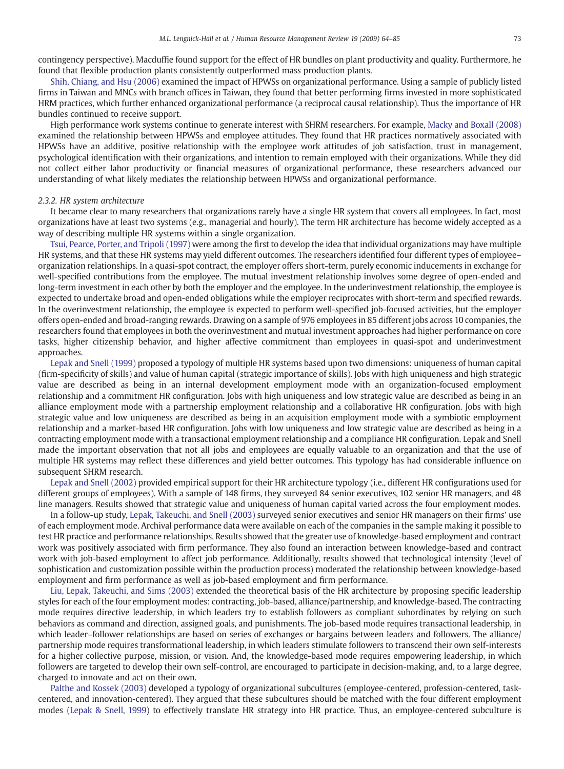contingency perspective). Macduffie found support for the effect of HR bundles on plant productivity and quality. Furthermore, he found that flexible production plants consistently outperformed mass production plants.

Shih, Chiang, and Hsu (2006) examined the impact of HPWSs on organizational performance. Using a sample of publicly listed firms in Taiwan and MNCs with branch offices in Taiwan, they found that better performing firms invested in more sophisticated HRM practices, which further enhanced organizational performance (a reciprocal causal relationship). Thus the importance of HR bundles continued to receive support.

High performance work systems continue to generate interest with SHRM researchers. For example, Macky and Boxall (2008) examined the relationship between HPWSs and employee attitudes. They found that HR practices normatively associated with HPWSs have an additive, positive relationship with the employee work attitudes of job satisfaction, trust in management, psychological identification with their organizations, and intention to remain employed with their organizations. While they did not collect either labor productivity or financial measures of organizational performance, these researchers advanced our understanding of what likely mediates the relationship between HPWSs and organizational performance.

### 2.3.2. HR system architecture

It became clear to many researchers that organizations rarely have a single HR system that covers all employees. In fact, most organizations have at least two systems (e.g., managerial and hourly). The term HR architecture has become widely accepted as a way of describing multiple HR systems within a single organization.

Tsui, Pearce, Porter, and Tripoli (1997) were among the first to develop the idea that individual organizations may have multiple HR systems, and that these HR systems may yield different outcomes. The researchers identified four different types of employee–organization relationships. In a quasi-spot contract, the employer offers short-term, purely economic inducements in exchange for well-specified contributions from the employee. The mutual investment relationship involves some degree of open-ended and long-term investment in each other by both the employer and the employee. In the underinvestment relationship, the employee is expected to undertake broad and open-ended obligations while the employer reciprocates with short-term and specified rewards. In the overinvestment relationship, the employee is expected to perform well-specified job-focused activities, but the employer offers open-ended and broad-ranging rewards. Drawing on a sample of 976 employees in 85 different jobs across 10 companies, the researchers found that employees in both the overinvestment and mutual investment approaches had higher performance on core tasks, higher citizenship behavior, and higher affective commitment than employees in quasi-spot and underinvestment approaches.

Lepak and Snell (1999) proposed a typology of multiple HR systems based upon two dimensions: uniqueness of human capital (firm-specificity of skills) and value of human capital (strategic importance of skills). Jobs with high uniqueness and high strategic value are described as being in an internal development employment mode with an organization-focused employment relationship and a commitment HR configuration. Jobs with high uniqueness and low strategic value are described as being in an alliance employment mode with a partnership employment relationship and a collaborative HR configuration. Jobs with high strategic value and low uniqueness are described as being in an acquisition employment mode with a symbiotic employment relationship and a market-based HR configuration. Jobs with low uniqueness and low strategic value are described as being in a contracting employment mode with a transactional employment relationship and a compliance HR configuration. Lepak and Snell made the important observation that not all jobs and employees are equally valuable to an organization and that the use of multiple HR systems may reflect these differences and yield better outcomes. This typology has had considerable influence on subsequent SHRM research.

Lepak and Snell (2002) provided empirical support for their HR architecture typology (i.e., different HR configurations used for different groups of employees). With a sample of 148 firms, they surveyed 84 senior executives, 102 senior HR managers, and 48 line managers. Results showed that strategic value and uniqueness of human capital varied across the four employment modes.

In a follow-up study, Lepak, Takeuchi, and Snell (2003) surveyed senior executives and senior HR managers on their firms' use of each employment mode. Archival performance data were available on each of the companies in the sample making it possible to test HR practice and performance relationships. Results showed that the greater use of knowledge-based employment and contract work was positively associated with firm performance. They also found an interaction between knowledge-based and contract work with job-based employment to affect job performance. Additionally, results showed that technological intensity (level of sophistication and customization possible within the production process) moderated the relationship between knowledge-based employment and firm performance as well as job-based employment and firm performance.

Liu, Lepak, Takeuchi, and Sims (2003) extended the theoretical basis of the HR architecture by proposing specific leadership styles for each of the four employment modes: contracting, job-based, alliance/partnership, and knowledge-based. The contracting mode requires directive leadership, in which leaders try to establish followers as compliant subordinates by relying on such behaviors as command and direction, assigned goals, and punishments. The job-based mode requires transactional leadership, in which leader–follower relationships are based on series of exchanges or bargains between leaders and followers. The alliance/partnership mode requires transformational leadership, in which leaders stimulate followers to transcend their own self-interests for a higher collective purpose, mission, or vision. And, the knowledge-based mode requires empowering leadership, in which followers are targeted to develop their own self-control, are encouraged to participate in decision-making, and, to a large degree, charged to innovate and act on their own.

Palthe and Kossek (2003) developed a typology of organizational subcultures (employee-centered, profession-centered, task-centered, and innovation-centered). They argued that these subcultures should be matched with the four different employment modes (Lepak & Snell, 1999) to effectively translate HR strategy into HR practice. Thus, an employee-centered subculture is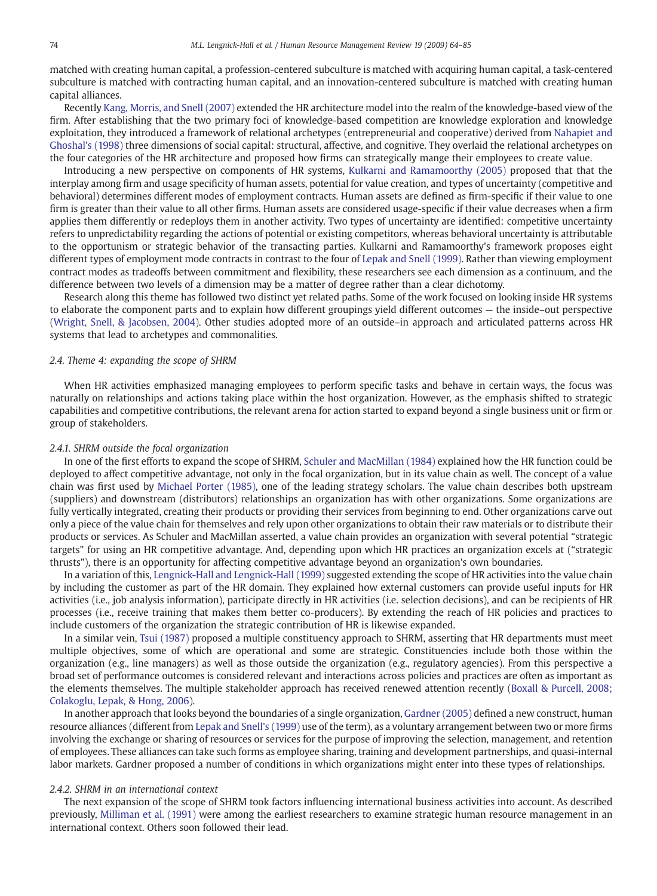matched with creating human capital, a profession-centered subculture is matched with acquiring human capital, a task-centered subculture is matched with contracting human capital, and an innovation-centered subculture is matched with creating human capital alliances.

Recently Kang, Morris, and Snell (2007) extended the HR architecture model into the realm of the knowledge-based view of the firm. After establishing that the two primary foci of knowledge-based competition are knowledge exploration and knowledge exploitation, they introduced a framework of relational archetypes (entrepreneurial and cooperative) derived from Nahapiet and Ghoshal's (1998) three dimensions of social capital: structural, affective, and cognitive. They overlaid the relational archetypes on the four categories of the HR architecture and proposed how firms can strategically mange their employees to create value.

Introducing a new perspective on components of HR systems, Kulkarni and Ramamoorthy (2005) proposed that that the interplay among firm and usage specificity of human assets, potential for value creation, and types of uncertainty (competitive and behavioral) determines different modes of employment contracts. Human assets are defined as firm-specific if their value to one firm is greater than their value to all other firms. Human assets are considered usage-specific if their value decreases when a firm applies them differently or redeploys them in another activity. Two types of uncertainty are identified: competitive uncertainty refers to unpredictability regarding the actions of potential or existing competitors, whereas behavioral uncertainty is attributable to the opportunism or strategic behavior of the transacting parties. Kulkarni and Ramamoorthy's framework proposes eight different types of employment mode contracts in contrast to the four of Lepak and Snell (1999). Rather than viewing employment contract modes as tradeoffs between commitment and flexibility, these researchers see each dimension as a continuum, and the difference between two levels of a dimension may be a matter of degree rather than a clear dichotomy.

Research along this theme has followed two distinct yet related paths. Some of the work focused on looking inside HR systems to elaborate the component parts and to explain how different groupings yield different outcomes — the inside–out perspective (Wright, Snell, & Jacobsen, 2004). Other studies adopted more of an outside–in approach and articulated patterns across HR systems that lead to archetypes and commonalities.

### *2.4. Theme 4: expanding the scope of SHRM*

When HR activities emphasized managing employees to perform specific tasks and behave in certain ways, the focus was naturally on relationships and actions taking place within the host organization. However, as the emphasis shifted to strategic capabilities and competitive contributions, the relevant arena for action started to expand beyond a single business unit or firm or group of stakeholders.

#### *2.4.1. SHRM outside the focal organization*

In one of the first efforts to expand the scope of SHRM, Schuler and MacMillan (1984) explained how the HR function could be deployed to affect competitive advantage, not only in the focal organization, but in its value chain as well. The concept of a value chain was first used by Michael Porter (1985), one of the leading strategy scholars. The value chain describes both upstream (suppliers) and downstream (distributors) relationships an organization has with other organizations. Some organizations are fully vertically integrated, creating their products or providing their services from beginning to end. Other organizations carve out only a piece of the value chain for themselves and rely upon other organizations to obtain their raw materials or to distribute their products or services. As Schuler and MacMillan asserted, a value chain provides an organization with several potential "strategic targets" for using an HR competitive advantage. And, depending upon which HR practices an organization excels at ("strategic thrusts"), there is an opportunity for affecting competitive advantage beyond an organization's own boundaries.

In a variation of this, Lengnick-Hall and Lengnick-Hall (1999) suggested extending the scope of HR activities into the value chain by including the customer as part of the HR domain. They explained how external customers can provide useful inputs for HR activities (i.e., job analysis information), participate directly in HR activities (i.e. selection decisions), and can be recipients of HR processes (i.e., receive training that makes them better co-producers). By extending the reach of HR policies and practices to include customers of the organization the strategic contribution of HR is likewise expanded.

In a similar vein, Tsui (1987) proposed a multiple constituency approach to SHRM, asserting that HR departments must meet multiple objectives, some of which are operational and some are strategic. Constituencies include both those within the organization (e.g., line managers) as well as those outside the organization (e.g., regulatory agencies). From this perspective a broad set of performance outcomes is considered relevant and interactions across policies and practices are often as important as the elements themselves. The multiple stakeholder approach has received renewed attention recently (Boxall & Purcell, 2008; Colakoglu, Lepak, & Hong, 2006).

In another approach that looks beyond the boundaries of a single organization, Gardner (2005) defined a new construct, human resource alliances (different from Lepak and Snell's (1999) use of the term), as a voluntary arrangement between two or more firms involving the exchange or sharing of resources or services for the purpose of improving the selection, management, and retention of employees. These alliances can take such forms as employee sharing, training and development partnerships, and quasi-internal labor markets. Gardner proposed a number of conditions in which organizations might enter into these types of relationships.

#### *2.4.2. SHRM in an international context*

The next expansion of the scope of SHRM took factors influencing international business activities into account. As described previously, Milliman et al. (1991) were among the earliest researchers to examine strategic human resource management in an international context. Others soon followed their lead.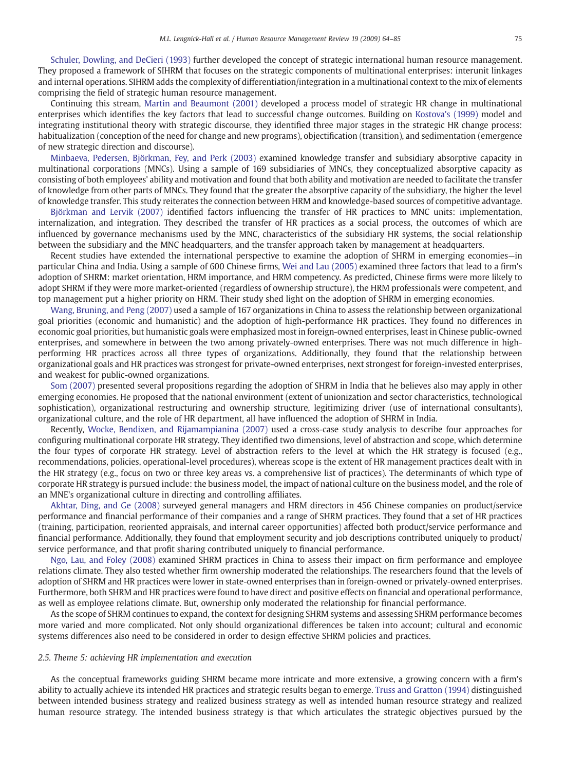Schuler, Dowling, and DeCieri (1993) further developed the concept of strategic international human resource management. They proposed a framework of SIHRM that focuses on the strategic components of multinational enterprises: interunit linkages and internal operations. SIHRM adds the complexity of differentiation/integration in a multinational context to the mix of elements comprising the field of strategic human resource management.

Continuing this stream, Martin and Beaumont (2001) developed a process model of strategic HR change in multinational enterprises which identifies the key factors that lead to successful change outcomes. Building on Kostova's (1999) model and integrating institutional theory with strategic discourse, they identified three major stages in the strategic HR change process: habitualization (conception of the need for change and new programs), objectification (transition), and sedimentation (emergence of new strategic direction and discourse).

Minbaeva, Pedersen, Björkman, Fey, and Perk (2003) examined knowledge transfer and subsidiary absorptive capacity in multinational corporations (MNCs). Using a sample of 169 subsidiaries of MNCs, they conceptualized absorptive capacity as consisting of both employees' ability and motivation and found that both ability and motivation are needed to facilitate the transfer of knowledge from other parts of MNCs. They found that the greater the absorptive capacity of the subsidiary, the higher the level of knowledge transfer. This study reiterates the connection between HRM and knowledge-based sources of competitive advantage.

Björkman and Lervik (2007) identified factors influencing the transfer of HR practices to MNC units: implementation, internalization, and integration. They described the transfer of HR practices as a social process, the outcomes of which are influenced by governance mechanisms used by the MNC, characteristics of the subsidiary HR systems, the social relationship between the subsidiary and the MNC headquarters, and the transfer approach taken by management at headquarters.

Recent studies have extended the international perspective to examine the adoption of SHRM in emerging economies—in particular China and India. Using a sample of 600 Chinese firms, Wei and Lau (2005) examined three factors that lead to a firm's adoption of SHRM: market orientation, HRM importance, and HRM competency. As predicted, Chinese firms were more likely to adopt SHRM if they were more market-oriented (regardless of ownership structure), the HRM professionals were competent, and top management put a higher priority on HRM. Their study shed light on the adoption of SHRM in emerging economies.

Wang, Bruning, and Peng (2007) used a sample of 167 organizations in China to assess the relationship between organizational goal priorities (economic and humanistic) and the adoption of high-performance HR practices. They found no differences in economic goal priorities, but humanistic goals were emphasized most in foreign-owned enterprises, least in Chinese public-owned enterprises, and somewhere in between the two among privately-owned enterprises. There was not much difference in high-performing HR practices across all three types of organizations. Additionally, they found that the relationship between organizational goals and HR practices was strongest for private-owned enterprises, next strongest for foreign-invested enterprises, and weakest for public-owned organizations.

Som (2007) presented several propositions regarding the adoption of SHRM in India that he believes also may apply in other emerging economies. He proposed that the national environment (extent of unionization and sector characteristics, technological sophistication), organizational restructuring and ownership structure, legitimizing driver (use of international consultants), organizational culture, and the role of HR department, all have influenced the adoption of SHRM in India.

Recently, Wocke, Bendixen, and Rijamampianina (2007) used a cross-case study analysis to describe four approaches for configuring multinational corporate HR strategy. They identified two dimensions, level of abstraction and scope, which determine the four types of corporate HR strategy. Level of abstraction refers to the level at which the HR strategy is focused (e.g., recommendations, policies, operational-level procedures), whereas scope is the extent of HR management practices dealt with in the HR strategy (e.g., focus on two or three key areas vs. a comprehensive list of practices). The determinants of which type of corporate HR strategy is pursued include: the business model, the impact of national culture on the business model, and the role of an MNE's organizational culture in directing and controlling affiliates.

Akhtar, Ding, and Ge (2008) surveyed general managers and HRM directors in 456 Chinese companies on product/service performance and financial performance of their companies and a range of SHRM practices. They found that a set of HR practices (training, participation, reoriented appraisals, and internal career opportunities) affected both product/service performance and financial performance. Additionally, they found that employment security and job descriptions contributed uniquely to product/service performance, and that profit sharing contributed uniquely to financial performance.

Ngo, Lau, and Foley (2008) examined SHRM practices in China to assess their impact on firm performance and employee relations climate. They also tested whether firm ownership moderated the relationships. The researchers found that the levels of adoption of SHRM and HR practices were lower in state-owned enterprises than in foreign-owned or privately-owned enterprises. Furthermore, both SHRM and HR practices were found to have direct and positive effects on financial and operational performance, as well as employee relations climate. But, ownership only moderated the relationship for financial performance.

As the scope of SHRM continues to expand, the context for designing SHRM systems and assessing SHRM performance becomes more varied and more complicated. Not only should organizational differences be taken into account; cultural and economic systems differences also need to be considered in order to design effective SHRM policies and practices.

### 2.5. Theme 5: achieving HR implementation and execution

As the conceptual frameworks guiding SHRM became more intricate and more extensive, a growing concern with a firm's ability to actually achieve its intended HR practices and strategic results began to emerge. Truss and Gratton (1994) distinguished between intended business strategy and realized business strategy as well as intended human resource strategy and realized human resource strategy. The intended business strategy is that which articulates the strategic objectives pursued by the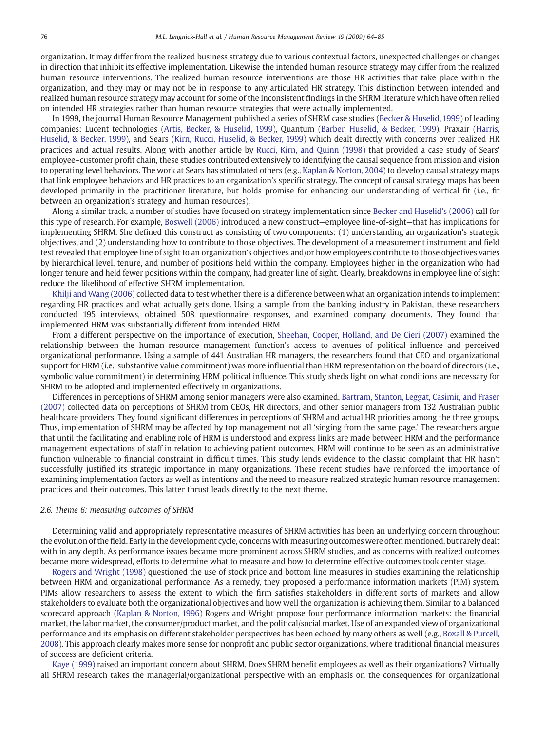organization. It may differ from the realized business strategy due to various contextual factors, unexpected challenges or changes in direction that inhibit its effective implementation. Likewise the intended human resource strategy may differ from the realized human resource interventions. The realized human resource interventions are those HR activities that take place within the organization, and they may or may not be in response to any articulated HR strategy. This distinction between intended and realized human resource strategy may account for some of the inconsistent findings in the SHRM literature which have often relied on intended HR strategies rather than human resource strategies that were actually implemented.

In 1999, the journal Human Resource Management published a series of SHRM case studies (Becker & Huselid, 1999) of leading companies: Lucent technologies (Artis, Becker, & Huselid, 1999), Quantum (Barber, Huselid, & Becker, 1999), Praxair (Harris, Huselid, & Becker, 1999), and Sears (Kirn, Rucci, Huselid, & Becker, 1999) which dealt directly with concerns over realized HR practices and actual results. Along with another article by Rucci, Kirn, and Quinn (1998) that provided a case study of Sears' employee–customer profit chain, these studies contributed extensively to identifying the causal sequence from mission and vision to operating level behaviors. The work at Sears has stimulated others (e.g., Kaplan & Norton, 2004) to develop causal strategy maps that link employee behaviors and HR practices to an organization's specific strategy. The concept of causal strategy maps has been developed primarily in the practitioner literature, but holds promise for enhancing our understanding of vertical fit (i.e., fit between an organization's strategy and human resources).

Along a similar track, a number of studies have focused on strategy implementation since Becker and Huselid's (2006) call for this type of research. For example, Boswell (2006) introduced a new construct—employee line-of-sight—that has implications for implementing SHRM. She defined this construct as consisting of two components: (1) understanding an organization's strategic objectives, and (2) understanding how to contribute to those objectives. The development of a measurement instrument and field test revealed that employee line of sight to an organization's objectives and/or how employees contribute to those objectives varies by hierarchical level, tenure, and number of positions held within the company. Employees higher in the organization who had longer tenure and held fewer positions within the company, had greater line of sight. Clearly, breakdowns in employee line of sight reduce the likelihood of effective SHRM implementation.

Khilji and Wang (2006) collected data to test whether there is a difference between what an organization intends to implement regarding HR practices and what actually gets done. Using a sample from the banking industry in Pakistan, these researchers conducted 195 interviews, obtained 508 questionnaire responses, and examined company documents. They found that implemented HRM was substantially different from intended HRM.

From a different perspective on the importance of execution, Sheehan, Cooper, Holland, and De Cieri (2007) examined the relationship between the human resource management function's access to avenues of political influence and perceived organizational performance. Using a sample of 441 Australian HR managers, the researchers found that CEO and organizational support for HRM (i.e., substantive value commitment) was more influential than HRM representation on the board of directors (i.e., symbolic value commitment) in determining HRM political influence. This study sheds light on what conditions are necessary for SHRM to be adopted and implemented effectively in organizations.

Differences in perceptions of SHRM among senior managers were also examined. Bartram, Stanton, Leggat, Casimir, and Fraser (2007) collected data on perceptions of SHRM from CEOs, HR directors, and other senior managers from 132 Australian public healthcare providers. They found significant differences in perceptions of SHRM and actual HR priorities among the three groups. Thus, implementation of SHRM may be affected by top management not all 'singing from the same page.' The researchers argue that until the facilitating and enabling role of HRM is understood and express links are made between HRM and the performance management expectations of staff in relation to achieving patient outcomes, HRM will continue to be seen as an administrative function vulnerable to financial constraint in difficult times. This study lends evidence to the classic complaint that HR hasn't successfully justified its strategic importance in many organizations. These recent studies have reinforced the importance of examining implementation factors as well as intentions and the need to measure realized strategic human resource management practices and their outcomes. This latter thrust leads directly to the next theme.

### *2.6. Theme 6: measuring outcomes of SHRM*

Determining valid and appropriately representative measures of SHRM activities has been an underlying concern throughout the evolution of the field. Early in the development cycle, concerns with measuring outcomes were often mentioned, but rarely dealt with in any depth. As performance issues became more prominent across SHRM studies, and as concerns with realized outcomes became more widespread, efforts to determine what to measure and how to determine effective outcomes took center stage.

Rogers and Wright (1998) questioned the use of stock price and bottom line measures in studies examining the relationship between HRM and organizational performance. As a remedy, they proposed a performance information markets (PIM) system. PIMs allow researchers to assess the extent to which the firm satisfies stakeholders in different sorts of markets and allow stakeholders to evaluate both the organizational objectives and how well the organization is achieving them. Similar to a balanced scorecard approach (Kaplan & Norton, 1996) Rogers and Wright propose four performance information markets: the financial market, the labor market, the consumer/product market, and the political/social market. Use of an expanded view of organizational performance and its emphasis on different stakeholder perspectives has been echoed by many others as well (e.g., Boxall & Purcell, 2008). This approach clearly makes more sense for nonprofit and public sector organizations, where traditional financial measures of success are deficient criteria.

Kaye (1999) raised an important concern about SHRM. Does SHRM benefit employees as well as their organizations? Virtually all SHRM research takes the managerial/organizational perspective with an emphasis on the consequences for organizational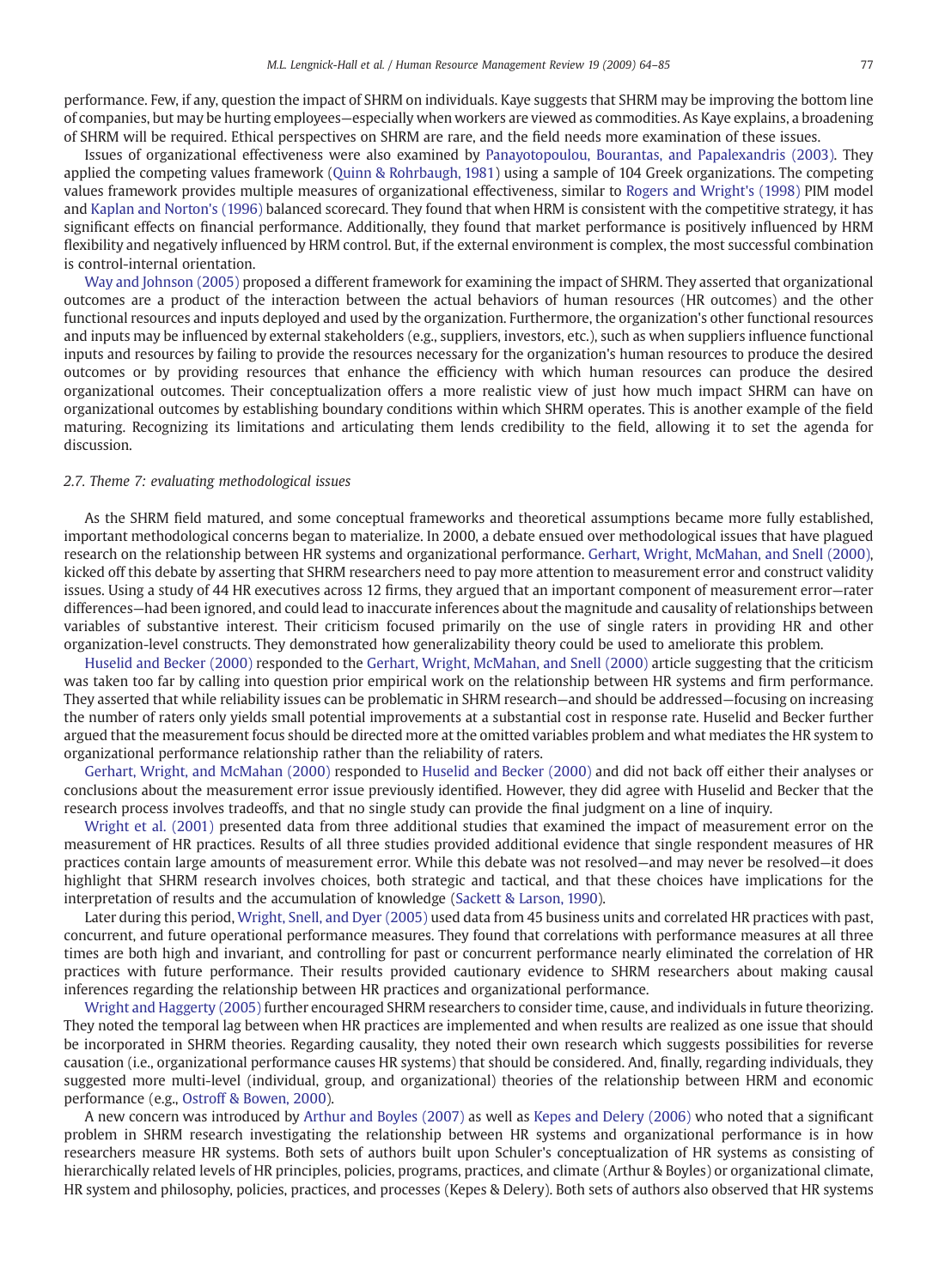performance. Few, if any, question the impact of SHRM on individuals. Kaye suggests that SHRM may be improving the bottom line of companies, but may be hurting employees—especially when workers are viewed as commodities. As Kaye explains, a broadening of SHRM will be required. Ethical perspectives on SHRM are rare, and the field needs more examination of these issues.

Issues of organizational effectiveness were also examined by Panayotopoulou, Bourantas, and Papalexandris (2003). They applied the competing values framework (Quinn & Rohrbaugh, 1981) using a sample of 104 Greek organizations. The competing values framework provides multiple measures of organizational effectiveness, similar to Rogers and Wright's (1998) PIM model and Kaplan and Norton's (1996) balanced scorecard. They found that when HRM is consistent with the competitive strategy, it has significant effects on financial performance. Additionally, they found that market performance is positively influenced by HRM flexibility and negatively influenced by HRM control. But, if the external environment is complex, the most successful combination is control-internal orientation.

Way and Johnson (2005) proposed a different framework for examining the impact of SHRM. They asserted that organizational outcomes are a product of the interaction between the actual behaviors of human resources (HR outcomes) and the other functional resources and inputs deployed and used by the organization. Furthermore, the organization's other functional resources and inputs may be influenced by external stakeholders (e.g., suppliers, investors, etc.), such as when suppliers influence functional inputs and resources by failing to provide the resources necessary for the organization's human resources to produce the desired outcomes or by providing resources that enhance the efficiency with which human resources can produce the desired organizational outcomes. Their conceptualization offers a more realistic view of just how much impact SHRM can have on organizational outcomes by establishing boundary conditions within which SHRM operates. This is another example of the field maturing. Recognizing its limitations and articulating them lends credibility to the field, allowing it to set the agenda for discussion.

### *2.7. Theme 7: evaluating methodological issues*

As the SHRM field matured, and some conceptual frameworks and theoretical assumptions became more fully established, important methodological concerns began to materialize. In 2000, a debate ensued over methodological issues that have plagued research on the relationship between HR systems and organizational performance. Gerhart, Wright, McMahan, and Snell (2000), kicked off this debate by asserting that SHRM researchers need to pay more attention to measurement error and construct validity issues. Using a study of 44 HR executives across 12 firms, they argued that an important component of measurement error—rater differences—had been ignored, and could lead to inaccurate inferences about the magnitude and causality of relationships between variables of substantive interest. Their criticism focused primarily on the use of single raters in providing HR and other organization-level constructs. They demonstrated how generalizability theory could be used to ameliorate this problem.

Huselid and Becker (2000) responded to the Gerhart, Wright, McMahan, and Snell (2000) article suggesting that the criticism was taken too far by calling into question prior empirical work on the relationship between HR systems and firm performance. They asserted that while reliability issues can be problematic in SHRM research—and should be addressed—focusing on increasing the number of raters only yields small potential improvements at a substantial cost in response rate. Huselid and Becker further argued that the measurement focus should be directed more at the omitted variables problem and what mediates the HR system to organizational performance relationship rather than the reliability of raters.

Gerhart, Wright, and McMahan (2000) responded to Huselid and Becker (2000) and did not back off either their analyses or conclusions about the measurement error issue previously identified. However, they did agree with Huselid and Becker that the research process involves tradeoffs, and that no single study can provide the final judgment on a line of inquiry.

Wright et al. (2001) presented data from three additional studies that examined the impact of measurement error on the measurement of HR practices. Results of all three studies provided additional evidence that single respondent measures of HR practices contain large amounts of measurement error. While this debate was not resolved—and may never be resolved—it does highlight that SHRM research involves choices, both strategic and tactical, and that these choices have implications for the interpretation of results and the accumulation of knowledge (Sackett & Larson, 1990).

Later during this period, Wright, Snell, and Dyer (2005) used data from 45 business units and correlated HR practices with past, concurrent, and future operational performance measures. They found that correlations with performance measures at all three times are both high and invariant, and controlling for past or concurrent performance nearly eliminated the correlation of HR practices with future performance. Their results provided cautionary evidence to SHRM researchers about making causal inferences regarding the relationship between HR practices and organizational performance.

Wright and Haggerty (2005) further encouraged SHRM researchers to consider time, cause, and individuals in future theorizing. They noted the temporal lag between when HR practices are implemented and when results are realized as one issue that should be incorporated in SHRM theories. Regarding causality, they noted their own research which suggests possibilities for reverse causation (i.e., organizational performance causes HR systems) that should be considered. And, finally, regarding individuals, they suggested more multi-level (individual, group, and organizational) theories of the relationship between HRM and economic performance (e.g., Ostroff & Bowen, 2000).

A new concern was introduced by Arthur and Boyles (2007) as well as Kepes and Delery (2006) who noted that a significant problem in SHRM research investigating the relationship between HR systems and organizational performance is in how researchers measure HR systems. Both sets of authors built upon Schuler's conceptualization of HR systems as consisting of hierarchically related levels of HR principles, policies, programs, practices, and climate (Arthur & Boyles) or organizational climate, HR system and philosophy, policies, practices, and processes (Kepes & Delery). Both sets of authors also observed that HR systems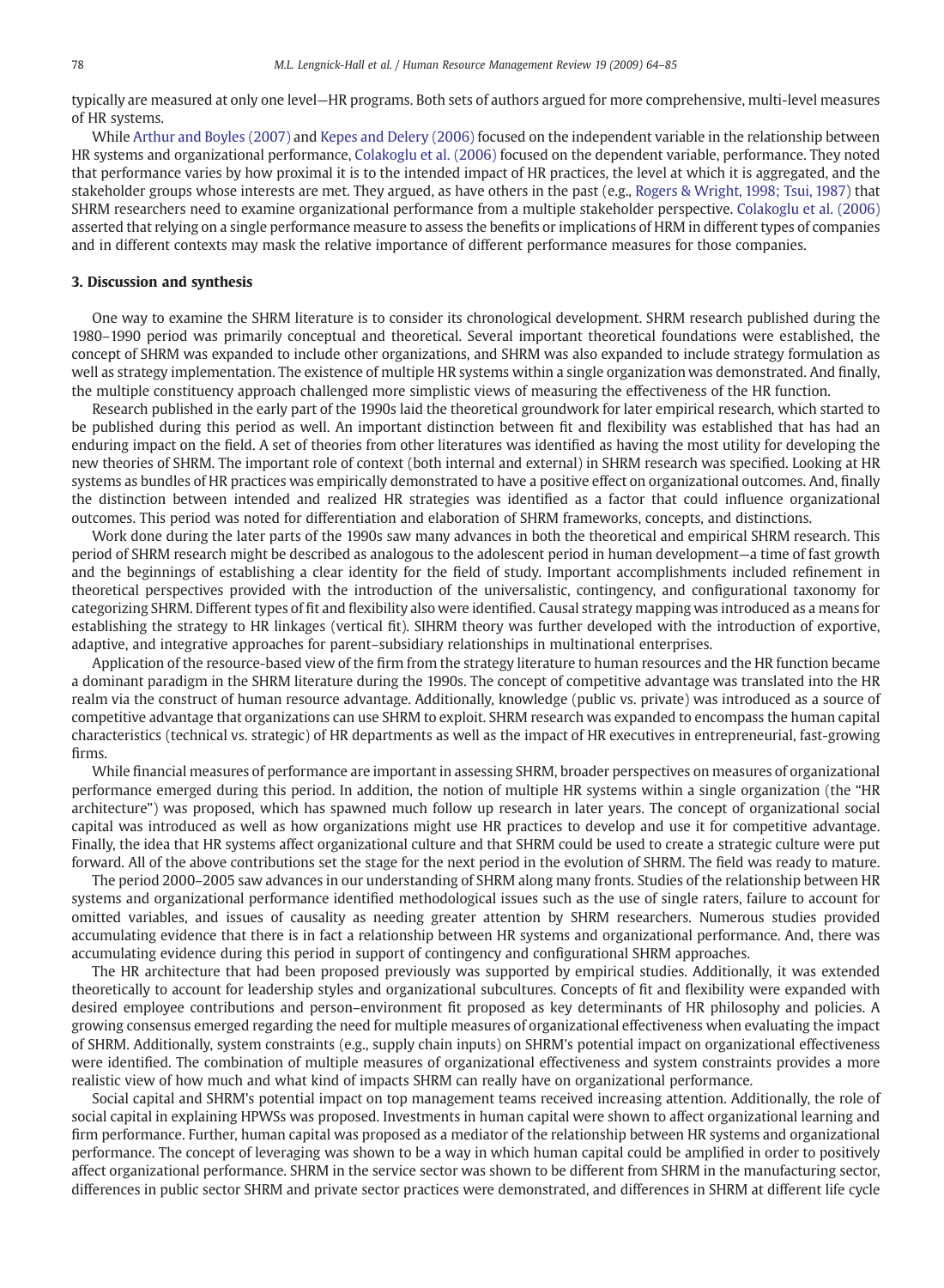typically are measured at only one level—HR programs. Both sets of authors argued for more comprehensive, multi-level measures of HR systems.

While Arthur and Boyles (2007) and Kepes and Delery (2006) focused on the independent variable in the relationship between HR systems and organizational performance, Colakoglu et al. (2006) focused on the dependent variable, performance. They noted that performance varies by how proximal it is to the intended impact of HR practices, the level at which it is aggregated, and the stakeholder groups whose interests are met. They argued, as have others in the past (e.g., Rogers & Wright, 1998; Tsui, 1987) that SHRM researchers need to examine organizational performance from a multiple stakeholder perspective. Colakoglu et al. (2006) asserted that relying on a single performance measure to assess the benefits or implications of HRM in different types of companies and in different contexts may mask the relative importance of different performance measures for those companies.

## 3. Discussion and synthesis

One way to examine the SHRM literature is to consider its chronological development. SHRM research published during the 1980–1990 period was primarily conceptual and theoretical. Several important theoretical foundations were established, the concept of SHRM was expanded to include other organizations, and SHRM was also expanded to include strategy formulation as well as strategy implementation. The existence of multiple HR systems within a single organization was demonstrated. And finally, the multiple constituency approach challenged more simplistic views of measuring the effectiveness of the HR function.

Research published in the early part of the 1990s laid the theoretical groundwork for later empirical research, which started to be published during this period as well. An important distinction between fit and flexibility was established that has had an enduring impact on the field. A set of theories from other literatures was identified as having the most utility for developing the new theories of SHRM. The important role of context (both internal and external) in SHRM research was specified. Looking at HR systems as bundles of HR practices was empirically demonstrated to have a positive effect on organizational outcomes. And, finally the distinction between intended and realized HR strategies was identified as a factor that could influence organizational outcomes. This period was noted for differentiation and elaboration of SHRM frameworks, concepts, and distinctions.

Work done during the later parts of the 1990s saw many advances in both the theoretical and empirical SHRM research. This period of SHRM research might be described as analogous to the adolescent period in human development—a time of fast growth and the beginnings of establishing a clear identity for the field of study. Important accomplishments included refinement in theoretical perspectives provided with the introduction of the universalistic, contingency, and configurational taxonomy for categorizing SHRM. Different types of fit and flexibility also were identified. Causal strategy mapping was introduced as a means for establishing the strategy to HR linkages (vertical fit). SIHRM theory was further developed with the introduction of exportive, adaptive, and integrative approaches for parent–subsidiary relationships in multinational enterprises.

Application of the resource-based view of the firm from the strategy literature to human resources and the HR function became a dominant paradigm in the SHRM literature during the 1990s. The concept of competitive advantage was translated into the HR realm via the construct of human resource advantage. Additionally, knowledge (public vs. private) was introduced as a source of competitive advantage that organizations can use SHRM to exploit. SHRM research was expanded to encompass the human capital characteristics (technical vs. strategic) of HR departments as well as the impact of HR executives in entrepreneurial, fast-growing firms.

While financial measures of performance are important in assessing SHRM, broader perspectives on measures of organizational performance emerged during this period. In addition, the notion of multiple HR systems within a single organization (the "HR architecture") was proposed, which has spawned much follow up research in later years. The concept of organizational social capital was introduced as well as how organizations might use HR practices to develop and use it for competitive advantage. Finally, the idea that HR systems affect organizational culture and that SHRM could be used to create a strategic culture were put forward. All of the above contributions set the stage for the next period in the evolution of SHRM. The field was ready to mature.

The period 2000–2005 saw advances in our understanding of SHRM along many fronts. Studies of the relationship between HR systems and organizational performance identified methodological issues such as the use of single raters, failure to account for omitted variables, and issues of causality as needing greater attention by SHRM researchers. Numerous studies provided accumulating evidence that there is in fact a relationship between HR systems and organizational performance. And, there was accumulating evidence during this period in support of contingency and configurational SHRM approaches.

The HR architecture that had been proposed previously was supported by empirical studies. Additionally, it was extended theoretically to account for leadership styles and organizational subcultures. Concepts of fit and flexibility were expanded with desired employee contributions and person–environment fit proposed as key determinants of HR philosophy and policies. A growing consensus emerged regarding the need for multiple measures of organizational effectiveness when evaluating the impact of SHRM. Additionally, system constraints (e.g., supply chain inputs) on SHRM's potential impact on organizational effectiveness were identified. The combination of multiple measures of organizational effectiveness and system constraints provides a more realistic view of how much and what kind of impacts SHRM can really have on organizational performance.

Social capital and SHRM's potential impact on top management teams received increasing attention. Additionally, the role of social capital in explaining HPWSs was proposed. Investments in human capital were shown to affect organizational learning and firm performance. Further, human capital was proposed as a mediator of the relationship between HR systems and organizational performance. The concept of leveraging was shown to be a way in which human capital could be amplified in order to positively affect organizational performance. SHRM in the service sector was shown to be different from SHRM in the manufacturing sector, differences in public sector SHRM and private sector practices were demonstrated, and differences in SHRM at different life cycle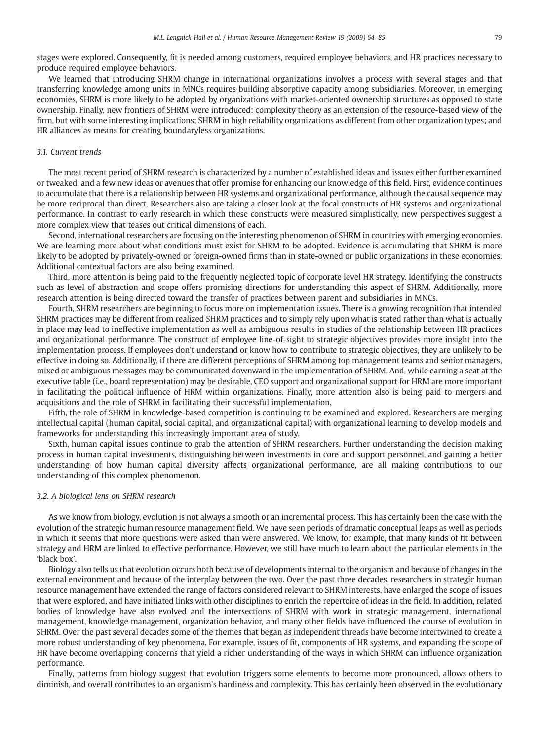stages were explored. Consequently, fit is needed among customers, required employee behaviors, and HR practices necessary to produce required employee behaviors.

We learned that introducing SHRM change in international organizations involves a process with several stages and that transferring knowledge among units in MNCs requires building absorptive capacity among subsidiaries. Moreover, in emerging economies, SHRM is more likely to be adopted by organizations with market-oriented ownership structures as opposed to state ownership. Finally, new frontiers of SHRM were introduced: complexity theory as an extension of the resource-based view of the firm, but with some interesting implications; SHRM in high reliability organizations as different from other organization types; and HR alliances as means for creating boundaryless organizations.

### *3.1. Current trends*

The most recent period of SHRM research is characterized by a number of established ideas and issues either further examined or tweaked, and a few new ideas or avenues that offer promise for enhancing our knowledge of this field. First, evidence continues to accumulate that there is a relationship between HR systems and organizational performance, although the causal sequence may be more reciprocal than direct. Researchers also are taking a closer look at the focal constructs of HR systems and organizational performance. In contrast to early research in which these constructs were measured simplistically, new perspectives suggest a more complex view that teases out critical dimensions of each.

Second, international researchers are focusing on the interesting phenomenon of SHRM in countries with emerging economies. We are learning more about what conditions must exist for SHRM to be adopted. Evidence is accumulating that SHRM is more likely to be adopted by privately-owned or foreign-owned firms than in state-owned or public organizations in these economies. Additional contextual factors are also being examined.

Third, more attention is being paid to the frequently neglected topic of corporate level HR strategy. Identifying the constructs such as level of abstraction and scope offers promising directions for understanding this aspect of SHRM. Additionally, more research attention is being directed toward the transfer of practices between parent and subsidiaries in MNCs.

Fourth, SHRM researchers are beginning to focus more on implementation issues. There is a growing recognition that intended SHRM practices may be different from realized SHRM practices and to simply rely upon what is stated rather than what is actually in place may lead to ineffective implementation as well as ambiguous results in studies of the relationship between HR practices and organizational performance. The construct of employee line-of-sight to strategic objectives provides more insight into the implementation process. If employees don't understand or know how to contribute to strategic objectives, they are unlikely to be effective in doing so. Additionally, if there are different perceptions of SHRM among top management teams and senior managers, mixed or ambiguous messages may be communicated downward in the implementation of SHRM. And, while earning a seat at the executive table (i.e., board representation) may be desirable, CEO support and organizational support for HRM are more important in facilitating the political influence of HRM within organizations. Finally, more attention also is being paid to mergers and acquisitions and the role of SHRM in facilitating their successful implementation.

Fifth, the role of SHRM in knowledge-based competition is continuing to be examined and explored. Researchers are merging intellectual capital (human capital, social capital, and organizational capital) with organizational learning to develop models and frameworks for understanding this increasingly important area of study.

Sixth, human capital issues continue to grab the attention of SHRM researchers. Further understanding the decision making process in human capital investments, distinguishing between investments in core and support personnel, and gaining a better understanding of how human capital diversity affects organizational performance, are all making contributions to our understanding of this complex phenomenon.

### *3.2. A biological lens on SHRM research*

As we know from biology, evolution is not always a smooth or an incremental process. This has certainly been the case with the evolution of the strategic human resource management field. We have seen periods of dramatic conceptual leaps as well as periods in which it seems that more questions were asked than were answered. We know, for example, that many kinds of fit between strategy and HRM are linked to effective performance. However, we still have much to learn about the particular elements in the 'black box'.

Biology also tells us that evolution occurs both because of developments internal to the organism and because of changes in the external environment and because of the interplay between the two. Over the past three decades, researchers in strategic human resource management have extended the range of factors considered relevant to SHRM interests, have enlarged the scope of issues that were explored, and have initiated links with other disciplines to enrich the repertoire of ideas in the field. In addition, related bodies of knowledge have also evolved and the intersections of SHRM with work in strategic management, international management, knowledge management, organization behavior, and many other fields have influenced the course of evolution in SHRM. Over the past several decades some of the themes that began as independent threads have become intertwined to create a more robust understanding of key phenomena. For example, issues of fit, components of HR systems, and expanding the scope of HR have become overlapping concerns that yield a richer understanding of the ways in which SHRM can influence organization performance.

Finally, patterns from biology suggest that evolution triggers some elements to become more pronounced, allows others to diminish, and overall contributes to an organism's hardiness and complexity. This has certainly been observed in the evolutionary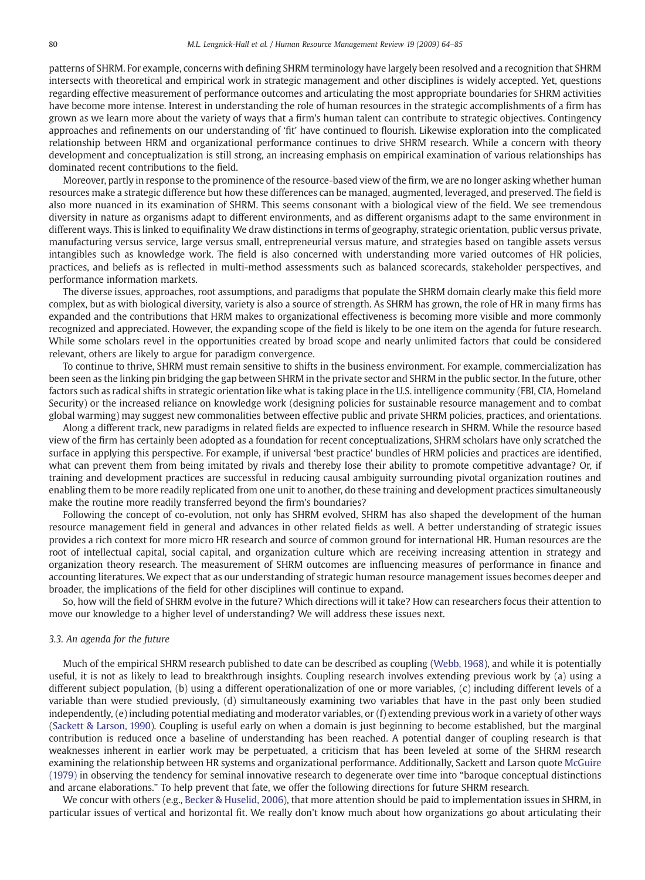patterns of SHRM. For example, concerns with defining SHRM terminology have largely been resolved and a recognition that SHRM intersects with theoretical and empirical work in strategic management and other disciplines is widely accepted. Yet, questions regarding effective measurement of performance outcomes and articulating the most appropriate boundaries for SHRM activities have become more intense. Interest in understanding the role of human resources in the strategic accomplishments of a firm has grown as we learn more about the variety of ways that a firm's human talent can contribute to strategic objectives. Contingency approaches and refinements on our understanding of 'fit' have continued to flourish. Likewise exploration into the complicated relationship between HRM and organizational performance continues to drive SHRM research. While a concern with theory development and conceptualization is still strong, an increasing emphasis on empirical examination of various relationships has dominated recent contributions to the field.

Moreover, partly in response to the prominence of the resource-based view of the firm, we are no longer asking whether human resources make a strategic difference but how these differences can be managed, augmented, leveraged, and preserved. The field is also more nuanced in its examination of SHRM. This seems consonant with a biological view of the field. We see tremendous diversity in nature as organisms adapt to different environments, and as different organisms adapt to the same environment in different ways. This is linked to equifinality We draw distinctions in terms of geography, strategic orientation, public versus private, manufacturing versus service, large versus small, entrepreneurial versus mature, and strategies based on tangible assets versus intangibles such as knowledge work. The field is also concerned with understanding more varied outcomes of HR policies, practices, and beliefs as is reflected in multi-method assessments such as balanced scorecards, stakeholder perspectives, and performance information markets.

The diverse issues, approaches, root assumptions, and paradigms that populate the SHRM domain clearly make this field more complex, but as with biological diversity, variety is also a source of strength. As SHRM has grown, the role of HR in many firms has expanded and the contributions that HRM makes to organizational effectiveness is becoming more visible and more commonly recognized and appreciated. However, the expanding scope of the field is likely to be one item on the agenda for future research. While some scholars revel in the opportunities created by broad scope and nearly unlimited factors that could be considered relevant, others are likely to argue for paradigm convergence.

To continue to thrive, SHRM must remain sensitive to shifts in the business environment. For example, commercialization has been seen as the linking pin bridging the gap between SHRM in the private sector and SHRM in the public sector. In the future, other factors such as radical shifts in strategic orientation like what is taking place in the U.S. intelligence community (FBI, CIA, Homeland Security) or the increased reliance on knowledge work (designing policies for sustainable resource management and to combat global warming) may suggest new commonalities between effective public and private SHRM policies, practices, and orientations.

Along a different track, new paradigms in related fields are expected to influence research in SHRM. While the resource based view of the firm has certainly been adopted as a foundation for recent conceptualizations, SHRM scholars have only scratched the surface in applying this perspective. For example, if universal 'best practice' bundles of HRM policies and practices are identified, what can prevent them from being imitated by rivals and thereby lose their ability to promote competitive advantage? Or, if training and development practices are successful in reducing causal ambiguity surrounding pivotal organization routines and enabling them to be more readily replicated from one unit to another, do these training and development practices simultaneously make the routine more readily transferred beyond the firm's boundaries?

Following the concept of co-evolution, not only has SHRM evolved, SHRM has also shaped the development of the human resource management field in general and advances in other related fields as well. A better understanding of strategic issues provides a rich context for more micro HR research and source of common ground for international HR. Human resources are the root of intellectual capital, social capital, and organization culture which are receiving increasing attention in strategy and organization theory research. The measurement of SHRM outcomes are influencing measures of performance in finance and accounting literatures. We expect that as our understanding of strategic human resource management issues becomes deeper and broader, the implications of the field for other disciplines will continue to expand.

So, how will the field of SHRM evolve in the future? Which directions will it take? How can researchers focus their attention to move our knowledge to a higher level of understanding? We will address these issues next.

### 3.3. An agenda for the future

Much of the empirical SHRM research published to date can be described as coupling (Webb, 1968), and while it is potentially useful, it is not as likely to lead to breakthrough insights. Coupling research involves extending previous work by (a) using a different subject population, (b) using a different operationalization of one or more variables, (c) including different levels of a variable than were studied previously, (d) simultaneously examining two variables that have in the past only been studied independently, (e) including potential mediating and moderator variables, or (f) extending previous work in a variety of other ways (Sackett & Larson, 1990). Coupling is useful early on when a domain is just beginning to become established, but the marginal contribution is reduced once a baseline of understanding has been reached. A potential danger of coupling research is that weaknesses inherent in earlier work may be perpetuated, a criticism that has been leveled at some of the SHRM research examining the relationship between HR systems and organizational performance. Additionally, Sackett and Larson quote McGuire (1979) in observing the tendency for seminal innovative research to degenerate over time into "baroque conceptual distinctions and arcane elaborations." To help prevent that fate, we offer the following directions for future SHRM research.

We concur with others (e.g., Becker & Huselid, 2006), that more attention should be paid to implementation issues in SHRM, in particular issues of vertical and horizontal fit. We really don't know much about how organizations go about articulating their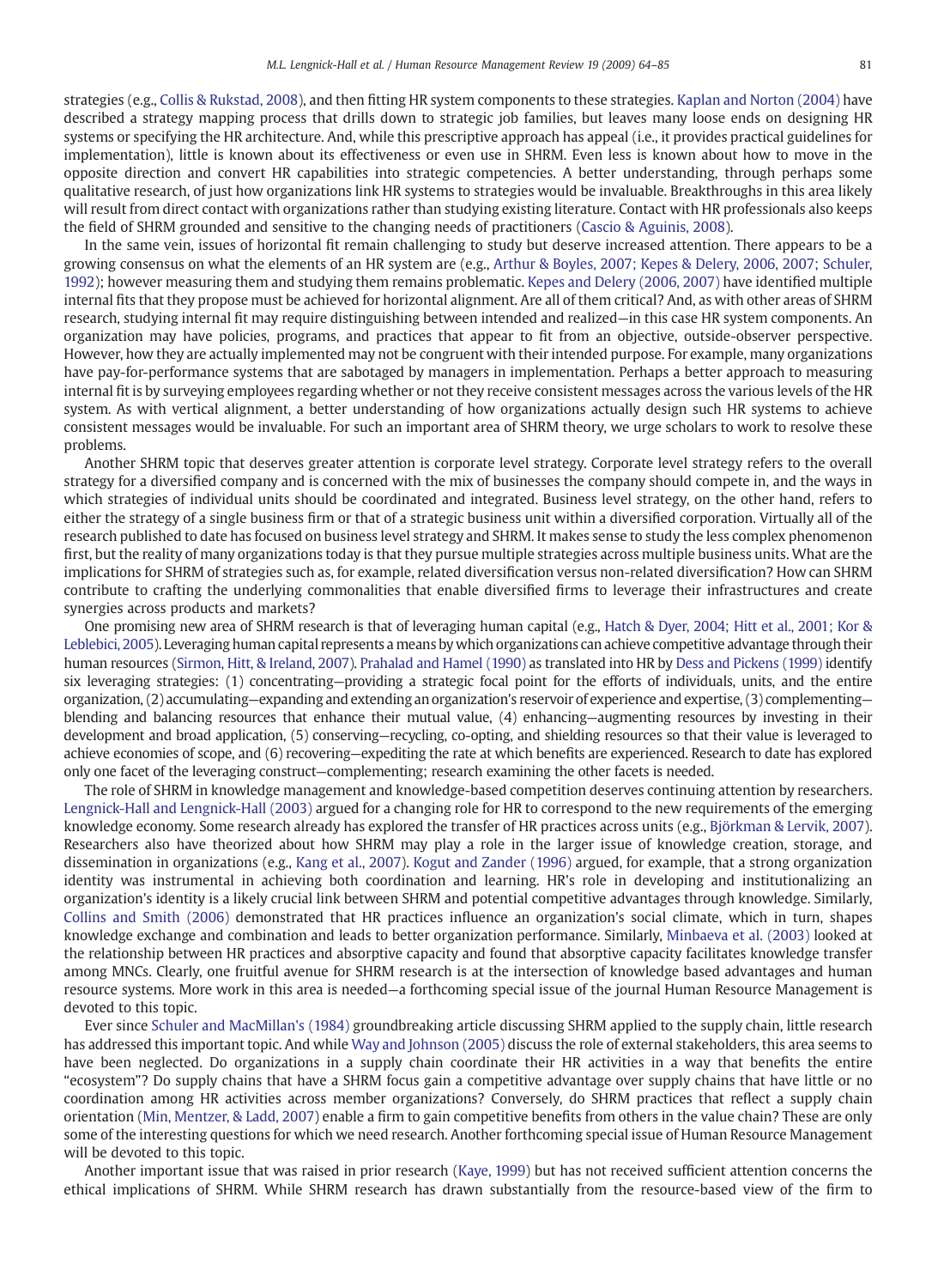strategies (e.g., Collis & Rukstad, 2008), and then fitting HR system components to these strategies. Kaplan and Norton (2004) have described a strategy mapping process that drills down to strategic job families, but leaves many loose ends on designing HR systems or specifying the HR architecture. And, while this prescriptive approach has appeal (i.e., it provides practical guidelines for implementation), little is known about its effectiveness or even use in SHRM. Even less is known about how to move in the opposite direction and convert HR capabilities into strategic competencies. A better understanding, through perhaps some qualitative research, of just how organizations link HR systems to strategies would be invaluable. Breakthroughs in this area likely will result from direct contact with organizations rather than studying existing literature. Contact with HR professionals also keeps the field of SHRM grounded and sensitive to the changing needs of practitioners (Cascio & Aguinis, 2008).

In the same vein, issues of horizontal fit remain challenging to study but deserve increased attention. There appears to be a growing consensus on what the elements of an HR system are (e.g., Arthur & Boyles, 2007; Kepes & Delery, 2006, 2007; Schuler, 1992); however measuring them and studying them remains problematic. Kepes and Delery (2006, 2007) have identified multiple internal fits that they propose must be achieved for horizontal alignment. Are all of them critical? And, as with other areas of SHRM research, studying internal fit may require distinguishing between intended and realized—in this case HR system components. An organization may have policies, programs, and practices that appear to fit from an objective, outside-observer perspective. However, how they are actually implemented may not be congruent with their intended purpose. For example, many organizations have pay-for-performance systems that are sabotaged by managers in implementation. Perhaps a better approach to measuring internal fit is by surveying employees regarding whether or not they receive consistent messages across the various levels of the HR system. As with vertical alignment, a better understanding of how organizations actually design such HR systems to achieve consistent messages would be invaluable. For such an important area of SHRM theory, we urge scholars to work to resolve these problems.

Another SHRM topic that deserves greater attention is corporate level strategy. Corporate level strategy refers to the overall strategy for a diversified company and is concerned with the mix of businesses the company should compete in, and the ways in which strategies of individual units should be coordinated and integrated. Business level strategy, on the other hand, refers to either the strategy of a single business firm or that of a strategic business unit within a diversified corporation. Virtually all of the research published to date has focused on business level strategy and SHRM. It makes sense to study the less complex phenomenon first, but the reality of many organizations today is that they pursue multiple strategies across multiple business units. What are the implications for SHRM of strategies such as, for example, related diversification versus non-related diversification? How can SHRM contribute to crafting the underlying commonalities that enable diversified firms to leverage their infrastructures and create synergies across products and markets?

One promising new area of SHRM research is that of leveraging human capital (e.g., Hatch & Dyer, 2004; Hitt et al., 2001; Kor & Leblebici, 2005). Leveraging human capital represents a means by which organizations can achieve competitive advantage through their human resources (Sirmon, Hitt, & Ireland, 2007). Prahalad and Hamel (1990) as translated into HR by Dess and Pickens (1999) identify six leveraging strategies: (1) concentrating—providing a strategic focal point for the efforts of individuals, units, and the entire organization, (2) accumulating—expanding and extending an organization's reservoir of experience and expertise, (3) complementing—blending and balancing resources that enhance their mutual value, (4) enhancing—augmenting resources by investing in their development and broad application, (5) conserving—recycling, co-opting, and shielding resources so that their value is leveraged to achieve economies of scope, and (6) recovering—expediting the rate at which benefits are experienced. Research to date has explored only one facet of the leveraging construct—complementing; research examining the other facets is needed.

The role of SHRM in knowledge management and knowledge-based competition deserves continuing attention by researchers. Lengnick-Hall and Lengnick-Hall (2003) argued for a changing role for HR to correspond to the new requirements of the emerging knowledge economy. Some research already has explored the transfer of HR practices across units (e.g., Björkman & Lervik, 2007). Researchers also have theorized about how SHRM may play a role in the larger issue of knowledge creation, storage, and dissemination in organizations (e.g., Kang et al., 2007). Kogut and Zander (1996) argued, for example, that a strong organization identity was instrumental in achieving both coordination and learning. HR's role in developing and institutionalizing an organization's identity is a likely crucial link between SHRM and potential competitive advantages through knowledge. Similarly, Collins and Smith (2006) demonstrated that HR practices influence an organization's social climate, which in turn, shapes knowledge exchange and combination and leads to better organization performance. Similarly, Minbaeva et al. (2003) looked at the relationship between HR practices and absorptive capacity and found that absorptive capacity facilitates knowledge transfer among MNCs. Clearly, one fruitful avenue for SHRM research is at the intersection of knowledge based advantages and human resource systems. More work in this area is needed—a forthcoming special issue of the journal Human Resource Management is devoted to this topic.

Ever since Schuler and MacMillan's (1984) groundbreaking article discussing SHRM applied to the supply chain, little research has addressed this important topic. And while Way and Johnson (2005) discuss the role of external stakeholders, this area seems to have been neglected. Do organizations in a supply chain coordinate their HR activities in a way that benefits the entire "ecosystem"? Do supply chains that have a SHRM focus gain a competitive advantage over supply chains that have little or no coordination among HR activities across member organizations? Conversely, do SHRM practices that reflect a supply chain orientation (Min, Mentzer, & Ladd, 2007) enable a firm to gain competitive benefits from others in the value chain? These are only some of the interesting questions for which we need research. Another forthcoming special issue of Human Resource Management will be devoted to this topic.

Another important issue that was raised in prior research (Kaye, 1999) but has not received sufficient attention concerns the ethical implications of SHRM. While SHRM research has drawn substantially from the resource-based view of the firm to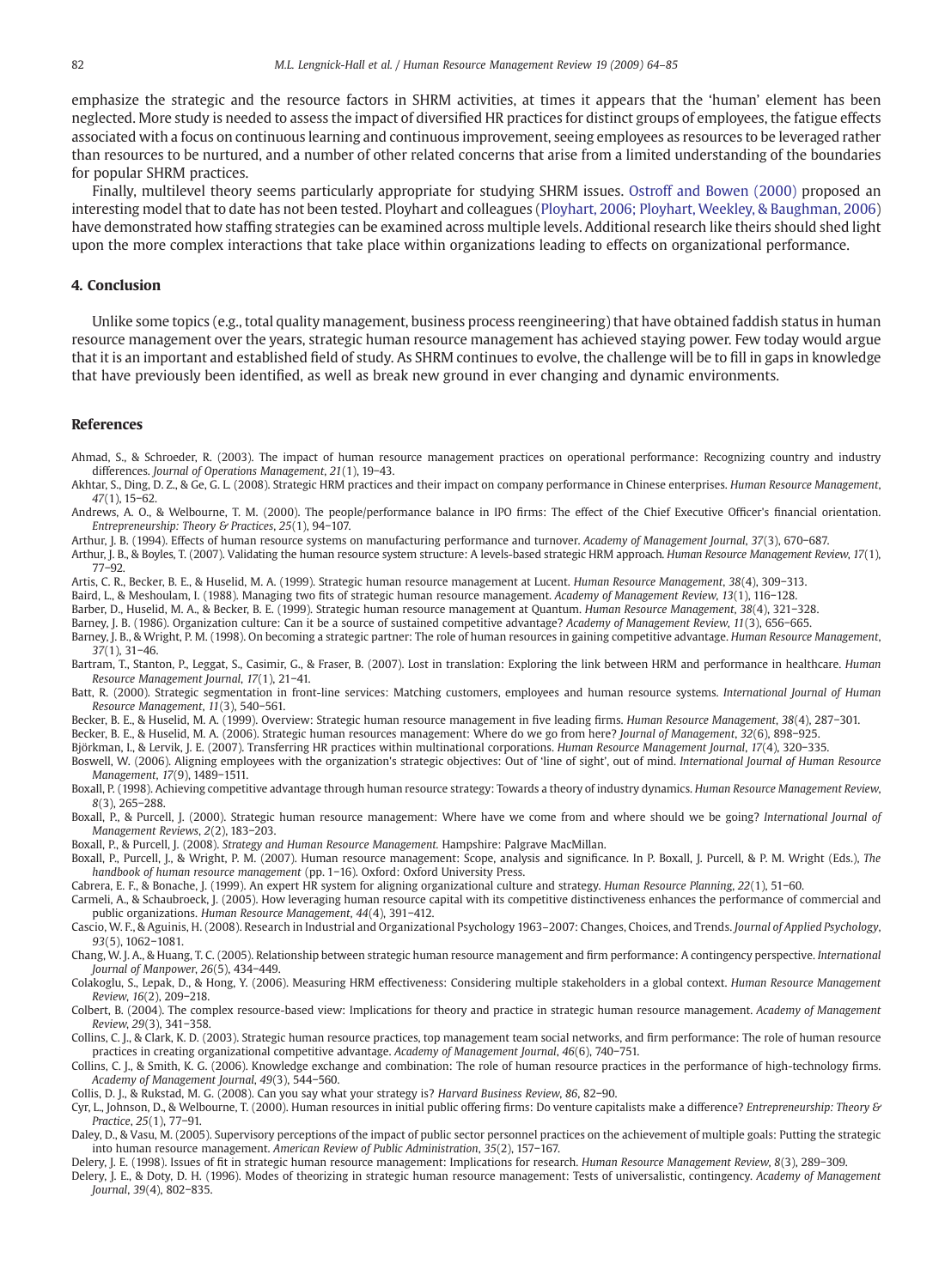emphasize the strategic and the resource factors in SHRM activities, at times it appears that the 'human' element has been neglected. More study is needed to assess the impact of diversified HR practices for distinct groups of employees, the fatigue effects associated with a focus on continuous learning and continuous improvement, seeing employees as resources to be leveraged rather than resources to be nurtured, and a number of other related concerns that arise from a limited understanding of the boundaries for popular SHRM practices.

Finally, multilevel theory seems particularly appropriate for studying SHRM issues. Ostroff and Bowen (2000) proposed an interesting model that to date has not been tested. Ployhart and colleagues (Ployhart, 2006; Ployhart, Weekley, & Baughman, 2006) have demonstrated how staffing strategies can be examined across multiple levels. Additional research like theirs should shed light upon the more complex interactions that take place within organizations leading to effects on organizational performance.

## 4. Conclusion

Unlike some topics (e.g., total quality management, business process reengineering) that have obtained faddish status in human resource management over the years, strategic human resource management has achieved staying power. Few today would argue that it is an important and established field of study. As SHRM continues to evolve, the challenge will be to fill in gaps in knowledge that have previously been identified, as well as break new ground in ever changing and dynamic environments.

## References

Ahmad, S., & Schroeder, R. (2003). The impact of human resource management practices on operational performance: Recognizing country and industry differences. *Journal of Operations Management*, *21*(1), 19–43.

Akhtar, S., Ding, D. Z., & Ge, G. L. (2008). Strategic HRM practices and their impact on company performance in Chinese enterprises. *Human Resource Management*, *47*(1), 15–62.

Andrews, A. O., & Welbourne, T. M. (2000). The people/performance balance in IPO firms: The effect of the Chief Executive Officer's financial orientation. *Entrepreneurship: Theory & Practices*, *25*(1), 94–107.

Arthur, J. B. (1994). Effects of human resource systems on manufacturing performance and turnover. *Academy of Management Journal*, *37*(3), 670–687.

Arthur, J. B., & Boyles, T. (2007). Validating the human resource system structure: A levels-based strategic HRM approach. *Human Resource Management Review*, *17*(1), 77–92.

Artis, C. R., Becker, B. E., & Huselid, M. A. (1999). Strategic human resource management at Lucent. *Human Resource Management*, *38*(4), 309–313.

Baird, L., & Meshoulam, I. (1988). Managing two fits of strategic human resource management. *Academy of Management Review*, *13*(1), 116–128.

Barber, D., Huselid, M. A., & Becker, B. E. (1999). Strategic human resource management at Quantum. *Human Resource Management*, *38*(4), 321–328.

Barney, J. B. (1986). Organization culture: Can it be a source of sustained competitive advantage? *Academy of Management Review*, *11*(3), 656–665.

Barney, J. B., & Wright, P. M. (1998). On becoming a strategic partner: The role of human resources in gaining competitive advantage. *Human Resource Management*, *37*(1), 31–46.

Bartram, T., Stanton, P., Leggat, S., Casimir, G., & Fraser, B. (2007). Lost in translation: Exploring the link between HRM and performance in healthcare. *Human Resource Management Journal*, *17*(1), 21–41.

Batt, R. (2000). Strategic segmentation in front-line services: Matching customers, employees and human resource systems. *International Journal of Human Resource Management*, *11*(3), 540–561.

Becker, B. E., & Huselid, M. A. (1999). Overview: Strategic human resource management in five leading firms. *Human Resource Management*, *38*(4), 287–301.

Becker, B. E., & Huselid, M. A. (2006). Strategic human resources management: Where do we go from here? *Journal of Management*, *32*(6), 898–925.

Björkman, I., & Lervik, J. E. (2007). Transferring HR practices within multinational corporations. *Human Resource Management Journal*, *17*(4), 320–335.

Boswell, W. (2006). Aligning employees with the organization's strategic objectives: Out of 'line of sight', out of mind. *International Journal of Human Resource Management*, *17*(9), 1489–1511.

Boxall, P. (1998). Achieving competitive advantage through human resource strategy: Towards a theory of industry dynamics. *Human Resource Management Review*, *8*(3), 265–288.

Boxall, P., & Purcell, J. (2000). Strategic human resource management: Where have we come from and where should we be going? *International Journal of Management Reviews*, *2*(2), 183–203.

Boxall, P., & Purcell, J. (2008). *Strategy and Human Resource Management.* Hampshire: Palgrave MacMillan.

Boxall, P., Purcell, J., & Wright, P. M. (2007). Human resource management: Scope, analysis and significance. In P. Boxall, J. Purcell, & P. M. Wright (Eds.), *The handbook of human resource management* (pp. 1–16). Oxford: Oxford University Press.

Cabrera, E. F., & Bonache, J. (1999). An expert HR system for aligning organizational culture and strategy. *Human Resource Planning*, *22*(1), 51–60.

Carmeli, A., & Schaubroeck, J. (2005). How leveraging human resource capital with its competitive distinctiveness enhances the performance of commercial and public organizations. *Human Resource Management*, *44*(4), 391–412.

Cascio, W. F., & Aguinis, H. (2008). Research in Industrial and Organizational Psychology 1963–2007: Changes, Choices, and Trends. *Journal of Applied Psychology*, *93*(5), 1062–1081.

Chang, W. J. A., & Huang, T. C. (2005). Relationship between strategic human resource management and firm performance: A contingency perspective. *International Journal of Manpower*, *26*(5), 434–449.

Colakoglu, S., Lepak, D., & Hong, Y. (2006). Measuring HRM effectiveness: Considering multiple stakeholders in a global context. *Human Resource Management Review*, *16*(2), 209–218.

Colbert, B. (2004). The complex resource-based view: Implications for theory and practice in strategic human resource management. *Academy of Management Review*, *29*(3), 341–358.

Collins, C. J., & Clark, K. D. (2003). Strategic human resource practices, top management team social networks, and firm performance: The role of human resource practices in creating organizational competitive advantage. *Academy of Management Journal*, *46*(6), 740–751.

Collins, C. J., & Smith, K. G. (2006). Knowledge exchange and combination: The role of human resource practices in the performance of high-technology firms. *Academy of Management Journal*, *49*(3), 544–560.

Collis, D. J., & Rukstad, M. G. (2008). Can you say what your strategy is? *Harvard Business Review*, *86*, 82–90.

Cyr, L., Johnson, D., & Welbourne, T. (2000). Human resources in initial public offering firms: Do venture capitalists make a difference? *Entrepreneurship: Theory & Practice*, *25*(1), 77–91.

Daley, D., & Vasu, M. (2005). Supervisory perceptions of the impact of public sector personnel practices on the achievement of multiple goals: Putting the strategic into human resource management. *American Review of Public Administration*, *35*(2), 157–167.

Delery, J. E. (1998). Issues of fit in strategic human resource management: Implications for research. *Human Resource Management Review*, *8*(3), 289–309.

Delery, J. E., & Doty, D. H. (1996). Modes of theorizing in strategic human resource management: Tests of universalistic, contingency. *Academy of Management Journal*, *39*(4), 802–835.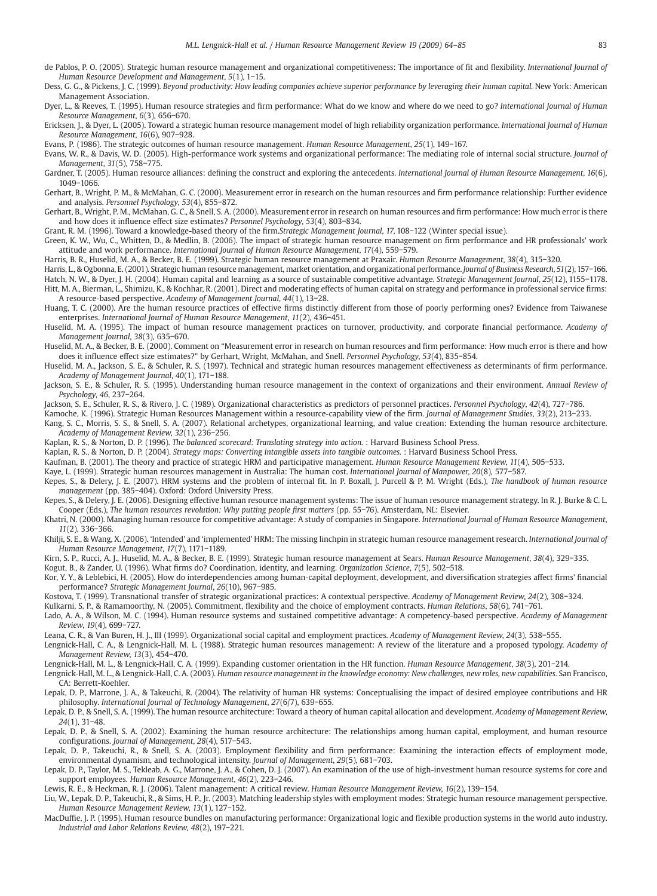de Pablos, P. O. (2005). Strategic human resource management and organizational competitiveness: The importance of fit and flexibility. *International Journal of Human Resource Development and Management*, *5*(1), 1–15.

Dess, G. G., & Pickens, J. C. (1999). *Beyond productivity: How leading companies achieve superior performance by leveraging their human capital.* New York: American Management Association.

Dyer, L., & Reeves, T. (1995). Human resource strategies and firm performance: What do we know and where do we need to go? *International Journal of Human Resource Management*, *6*(3), 656–670.

Ericksen, J., & Dyer, L. (2005). Toward a strategic human resource management model of high reliability organization performance. *International Journal of Human Resource Management*, *16*(6), 907–928.

Evans, P. (1986). The strategic outcomes of human resource management. *Human Resource Management*, *25*(1), 149–167.

Evans, W. R., & Davis, W. D. (2005). High-performance work systems and organizational performance: The mediating role of internal social structure. *Journal of Management*, *31*(5), 758–775.

Gardner, T. (2005). Human resource alliances: defining the construct and exploring the antecedents. *International Journal of Human Resource Management*, *16*(6), 1049–1066.

Gerhart, B., Wright, P. M., & McMahan, G. C. (2000). Measurement error in research on the human resources and firm performance relationship: Further evidence and analysis. *Personnel Psychology*, *53*(4), 855–872.

Gerhart, B., Wright, P. M., McMahan, G. C., & Snell, S. A. (2000). Measurement error in research on human resources and firm performance: How much error is there and how does it influence effect size estimates? *Personnel Psychology*, *53*(4), 803–834.

Grant, R. M. (1996). Toward a knowledge-based theory of the firm.*Strategic Management Journal*, *17*, 108–122 (Winter special issue).

Green, K. W., Wu, C., Whitten, D., & Medlin, B. (2006). The impact of strategic human resource management on firm performance and HR professionals' work attitude and work performance. *International Journal of Human Resource Management*, *17*(4), 559–579.

Harris, B. R., Huselid, M. A., & Becker, B. E. (1999). Strategic human resource management at Praxair. *Human Resource Management*, *38*(4), 315–320.

Harris, L., & Ogbonna, E. (2001). Strategic human resource management, market orientation, and organizational performance. *Journal of Business Research*, *51*(2), 157–166.

Hatch, N. W., & Dyer, J. H. (2004). Human capital and learning as a source of sustainable competitive advantage. *Strategic Management Journal*, *25*(12), 1155–1178.

Hitt, M. A., Bierman, L., Shimizu, K., & Kochhar, R. (2001). Direct and moderating effects of human capital on strategy and performance in professional service firms: A resource-based perspective. *Academy of Management Journal*, *44*(1), 13–28.

Huang, T. C. (2000). Are the human resource practices of effective firms distinctly different from those of poorly performing ones? Evidence from Taiwanese enterprises. *International Journal of Human Resource Management*, *11*(2), 436–451.

Huselid, M. A. (1995). The impact of human resource management practices on turnover, productivity, and corporate financial performance. *Academy of Management Journal*, *38*(3), 635–670.

Huselid, M. A., & Becker, B. E. (2000). Comment on "Measurement error in research on human resources and firm performance: How much error is there and how does it influence effect size estimates?" by Gerhart, Wright, McMahan, and Snell. *Personnel Psychology*, *53*(4), 835–854.

Huselid, M. A., Jackson, S. E., & Schuler, R. S. (1997). Technical and strategic human resources management effectiveness as determinants of firm performance. *Academy of Management Journal*, *40*(1), 171–188.

Jackson, S. E., & Schuler, R. S. (1995). Understanding human resource management in the context of organizations and their environment. *Annual Review of Psychology*, *46*, 237–264.

Jackson, S. E., Schuler, R. S., & Rivero, J. C. (1989). Organizational characteristics as predictors of personnel practices. *Personnel Psychology*, *42*(4), 727–786.

Kamoche, K. (1996). Strategic Human Resources Management within a resource-capability view of the firm. *Journal of Management Studies*, *33*(2), 213–233.

Kang, S. C., Morris, S. S., & Snell, S. A. (2007). Relational archetypes, organizational learning, and value creation: Extending the human resource architecture. *Academy of Management Review*, *32*(1), 236–256.

Kaplan, R. S., & Norton, D. P. (1996). *The balanced scorecard: Translating strategy into action.* : Harvard Business School Press.

Kaplan, R. S., & Norton, D. P. (2004). *Strategy maps: Converting intangible assets into tangible outcomes.* : Harvard Business School Press.

Kaufman, B. (2001). The theory and practice of strategic HRM and participative management. *Human Resource Management Review*, *11*(4), 505–533.

Kaye, L. (1999). Strategic human resources management in Australia: The human cost. *International Journal of Manpower*, *20*(8), 577–587.

Kepes, S., & Delery, J. E. (2007). HRM systems and the problem of internal fit. In P. Boxall, J. Purcell & P. M. Wright (Eds.), *The handbook of human resource management* (pp. 385–404). Oxford: Oxford University Press.

Kepes, S., & Delery, J. E. (2006). Designing effective human resource management systems: The issue of human resource management strategy. In R. J. Burke & C. L. Cooper (Eds.), *The human resources revolution: Why putting people first matters* (pp. 55–76). Amsterdam, NL: Elsevier.

Khatri, N. (2000). Managing human resource for competitive advantage: A study of companies in Singapore. *International Journal of Human Resource Management*, *11*(2), 336–366.

Khilji, S. E., & Wang, X. (2006). 'Intended' and 'implemented' HRM: The missing linchpin in strategic human resource management research. *International Journal of Human Resource Management*, *17*(7), 1171–1189.

Kirn, S. P., Rucci, A. J., Huselid, M. A., & Becker, B. E. (1999). Strategic human resource management at Sears. *Human Resource Management*, *38*(4), 329–335.

Kogut, B., & Zander, U. (1996). What firms do? Coordination, identity, and learning. *Organization Science*, *7*(5), 502–518.

Kor, Y. Y., & Leblebici, H. (2005). How do interdependencies among human-capital deployment, development, and diversification strategies affect firms' financial performance? *Strategic Management Journal*, *26*(10), 967–985.

Kostova, T. (1999). Transnational transfer of strategic organizational practices: A contextual perspective. *Academy of Management Review*, *24*(2), 308–324.

Kulkarni, S. P., & Ramamoorthy, N. (2005). Commitment, flexibility and the choice of employment contracts. *Human Relations*, *58*(6), 741–761.

Lado, A. A., & Wilson, M. C. (1994). Human resource systems and sustained competitive advantage: A competency-based perspective. *Academy of Management Review*, *19*(4), 699–727.

Leana, C. R., & Van Buren, H. J., III (1999). Organizational social capital and employment practices. *Academy of Management Review*, *24*(3), 538–555.

Lengnick-Hall, C. A., & Lengnick-Hall, M. L. (1988). Strategic human resources management: A review of the literature and a proposed typology. *Academy of Management Review*, *13*(3), 454–470.

Lengnick-Hall, M. L., & Lengnick-Hall, C. A. (1999). Expanding customer orientation in the HR function. *Human Resource Management*, *38*(3), 201–214.

Lengnick-Hall, M. L., & Lengnick-Hall, C. A. (2003). *Human resource management in the knowledge economy: New challenges, new roles, new capabilities.* San Francisco, CA: Berrett-Koehler.

Lepak, D. P., Marrone, J. A., & Takeuchi, R. (2004). The relativity of human HR systems: Conceptualising the impact of desired employee contributions and HR philosophy. *International Journal of Technology Management*, *27*(6/7), 639–655.

Lepak, D. P., & Snell, S. A. (1999). The human resource architecture: Toward a theory of human capital allocation and development. *Academy of Management Review*, *24*(1), 31–48.

Lepak, D. P., & Snell, S. A. (2002). Examining the human resource architecture: The relationships among human capital, employment, and human resource configurations. *Journal of Management*, *28*(4), 517–543.

Lepak, D. P., Takeuchi, R., & Snell, S. A. (2003). Employment flexibility and firm performance: Examining the interaction effects of employment mode, environmental dynamism, and technological intensity. *Journal of Management*, *29*(5), 681–703.

Lepak, D. P., Taylor, M. S., Tekleab, A. G., Marrone, J. A., & Cohen, D. J. (2007). An examination of the use of high-investment human resource systems for core and support employees. *Human Resource Management*, *46*(2), 223–246.

Lewis, R. E., & Heckman, R. J. (2006). Talent management: A critical review. *Human Resource Management Review*, *16*(2), 139–154.

Liu, W., Lepak, D. P., Takeuchi, R., & Sims, H. P., Jr. (2003). Matching leadership styles with employment modes: Strategic human resource management perspective. *Human Resource Management Review*, *13*(1), 127–152.

MacDuffie, J. P. (1995). Human resource bundles on manufacturing performance: Organizational logic and flexible production systems in the world auto industry. *Industrial and Labor Relations Review*, *48*(2), 197–221.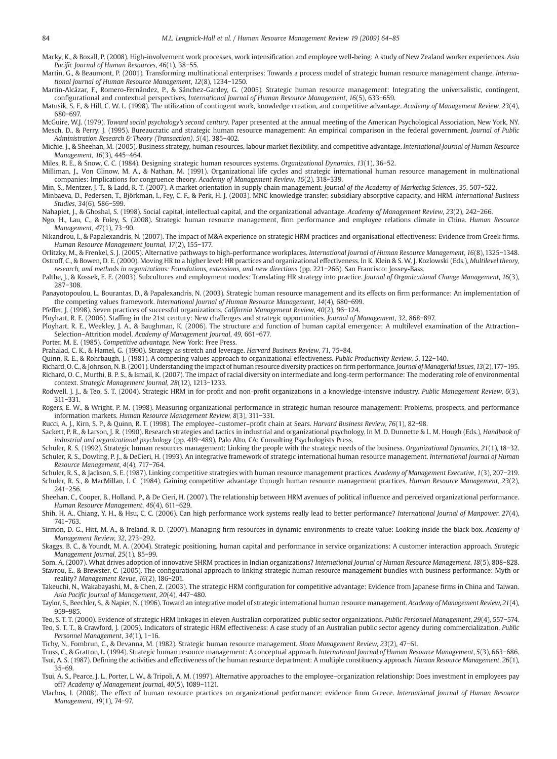Macky, K., & Boxall, P. (2008). High-involvement work processes, work intensification and employee well-being: A study of New Zealand worker experiences. *Asia Pacific Journal of Human Resources*, *46*(1), 38–55.

Martin, G., & Beaumont, P. (2001). Transforming multinational enterprises: Towards a process model of strategic human resource management change. *International Journal of Human Resource Management*, *12*(8), 1234–1250.

Martín-Alcázar, F., Romero-Fernández, P., & Sánchez-Gardey, G. (2005). Strategic human resource management: Integrating the universalistic, contingent, configurational and contextual perspectives. *International Journal of Human Resource Management*, *16*(5), 633–659.

Matusik, S. F., & Hill, C. W. L. (1998). The utilization of contingent work, knowledge creation, and competitive advantage. *Academy of Management Review*, *23*(4), 680–697.

McGuire, W.J. (1979). *Toward social psychology's second century*. Paper presented at the annual meeting of the American Psychological Association, New York, NY.

Mesch, D., & Perry, J. (1995). Bureaucratic and strategic human resource management: An empirical comparison in the federal government. *Journal of Public Administration Research & Theory (Transaction)*, *5*(4), 385–402.

Michie, J., & Sheehan, M. (2005). Business strategy, human resources, labour market flexibility, and competitive advantage. *International Journal of Human Resource Management*, *16*(3), 445–464.

Miles, R. E., & Snow, C. C. (1984). Designing strategic human resources systems. *Organizational Dynamics*, *13*(1), 36–52.

Milliman, J., Von Glinow, M. A., & Nathan, M. (1991). Organizational life cycles and strategic international human resource management in multinational companies: Implications for congruence theory. *Academy of Management Review*, *16*(2), 318–339.

Min, S., Mentzer, J. T., & Ladd, R. T. (2007). A market orientation in supply chain management. *Journal of the Academy of Marketing Sciences*, *35*, 507–522.

Minbaeva, D., Pedersen, T., Björkman, I., Fey, C. F., & Perk, H. J. (2003). MNC knowledge transfer, subsidiary absorptive capacity, and HRM. *International Business Studies*, *34*(6), 586–599.

Nahapiet, J., & Ghoshal, S. (1998). Social capital, intellectual capital, and the organizational advantage. *Academy of Management Review*, *23*(2), 242–266.

Ngo, H., Lau, C., & Foley, S. (2008). Strategic human resource management, firm performance and employee relations climate in China. *Human Resource Management*, *47*(1), 73–90.

Nikandrou, I., & Papalexandris, N. (2007). The impact of M&A experience on strategic HRM practices and organisational effectiveness: Evidence from Greek firms. *Human Resource Management Journal*, *17*(2), 155–177.

Orlitzky, M., & Frenkel, S. J. (2005). Alternative pathways to high-performance workplaces. *International Journal of Human Resource Management*, *16*(8), 1325–1348.

Ostroff, C., & Bowen, D. E. (2000). Moving HR to a higher level: HR practices and organizational effectiveness. In K. Klein & S. W. J. Kozlowski (Eds.), *Multilevel theory, research, and methods in organizations: Foundations, extensions, and new directions* (pp. 221–266). San Francisco: Jossey-Bass.

Palthe, J., & Kossek, E. E. (2003). Subcultures and employment modes: Translating HR strategy into practice. *Journal of Organizational Change Management*, *16*(3), 287–308.

Panayotopoulou, L., Bourantas, D., & Papalexandris, N. (2003). Strategic human resource management and its effects on firm performance: An implementation of the competing values framework. *International Journal of Human Resource Management*, *14*(4), 680–699.

Pfeffer, J. (1998). Seven practices of successful organizations. *California Management Review*, *40*(2), 96–124.

Ployhart, R. E. (2006). Staffing in the 21st century: New challenges and strategic opportunities. *Journal of Management*, *32*, 868–897.

Ployhart, R. E., Weekley, J. A., & Baughman, K. (2006). The structure and function of human capital emergence: A multilevel examination of the Attraction–Selection–Attrition model. *Academy of Management Journal*, *49*, 661–677.

Porter, M. E. (1985). *Competitive advantage.* New York: Free Press.

Prahalad, C. K., & Hamel, G. (1990). Strategy as stretch and leverage. *Harvard Business Review*, *71*, 75–84.

Quinn, R. E., & Rohrbaugh, J. (1981). A competing values approach to organizational effectiveness. *Public Productivity Review*, *5*, 122–140.

Richard, O. C., & Johnson, N. B. (2001). Understanding the impact of human resource diversity practices on firm performance. *Journal of Managerial Issues*, *13*(2), 177–195.

Richard, O. C., Murthi, B. P. S., & Ismail, K. (2007). The impact of racial diversity on intermediate and long-term performance: The moderating role of environmental context. *Strategic Management Journal*, *28*(12), 1213–1233.

Rodwell, J. J., & Teo, S. T. (2004). Strategic HRM in for-profit and non-profit organizations in a knowledge-intensive industry. *Public Management Review*, *6*(3), 311–331.

Rogers, E. W., & Wright, P. M. (1998). Measuring organizational performance in strategic human resource management: Problems, prospects, and performance information markets. *Human Resource Management Review*, *8*(3), 311–331.

Rucci, A. J., Kirn, S. P., & Quinn, R. T. (1998). The employee–customer–profit chain at Sears. *Harvard Business Review*, *76*(1), 82–98.

Sackett, P. R., & Larson, J. R. (1990). Research strategies and tactics in industrial and organizational psychology. In M. D. Dunnette & L. M. Hough (Eds.), *Handbook of industrial and organizational psychology* (pp. 419–489). Palo Alto, CA: Consulting Psychologists Press.

Schuler, R. S. (1992). Strategic human resources management: Linking the people with the strategic needs of the business. *Organizational Dynamics*, *21*(1), 18–32.

Schuler, R. S., Dowling, P. J., & DeCieri, H. (1993). An integrative framework of strategic international human resource management. *International Journal of Human Resource Management*, *4*(4), 717–764.

Schuler, R. S., & Jackson, S. E. (1987). Linking competitive strategies with human resource management practices. *Academy of Management Executive*, *1*(3), 207–219.

Schuler, R. S., & MacMillan, I. C. (1984). Gaining competitive advantage through human resource management practices. *Human Resource Management*, *23*(2), 241–256.

Sheehan, C., Cooper, B., Holland, P., & De Cieri, H. (2007). The relationship between HRM avenues of political influence and perceived organizational performance. *Human Resource Management*, *46*(4), 611–629.

Shih, H. A., Chiang, Y. H., & Hsu, C. C. (2006). Can high performance work systems really lead to better performance? *International Journal of Manpower*, *27*(4), 741–763.

Sirmon, D. G., Hitt, M. A., & Ireland, R. D. (2007). Managing firm resources in dynamic environments to create value: Looking inside the black box. *Academy of Management Review*, *32*, 273–292.

Skaggs, B. C., & Youndt, M. A. (2004). Strategic positioning, human capital and performance in service organizations: A customer interaction approach. *Strategic Management Journal*, *25*(1), 85–99.

Som, A. (2007). What drives adoption of innovative SHRM practices in Indian organizations? *International Journal of Human Resource Management*, *18*(5), 808–828.

Stavrou, E., & Brewster, C. (2005). The configurational approach to linking strategic human resource management bundles with business performance: Myth or reality? *Management Revue*, *16*(2), 186–201.

Takeuchi, N., Wakabayashi, M., & Chen, Z. (2003). The strategic HRM configuration for competitive advantage: Evidence from Japanese firms in China and Taiwan. *Asia Pacific Journal of Management*, *20*(4), 447–480.

Taylor, S., Beechler, S., & Napier, N. (1996). Toward an integrative model of strategic international human resource management. *Academy of Management Review*, *21*(4), 959–985.

Teo, S. T. T. (2000). Evidence of strategic HRM linkages in eleven Australian corporatized public sector organizations. *Public Personnel Management*, *29*(4), 557–574.

Teo, S. T. T., & Crawford, J. (2005). Indicators of strategic HRM effectiveness: A case study of an Australian public sector agency during commercialization. *Public Personnel Management*, *34*(1), 1–16.

Tichy, N., Fombrun, C., & Devanna, M. (1982). Strategic human resource management. *Sloan Management Review*, *23*(2), 47–61.

Truss, C., & Gratton, L. (1994). Strategic human resource management: A conceptual approach. *International Journal of Human Resource Management*, *5*(3), 663–686.

Tsui, A. S. (1987). Defining the activities and effectiveness of the human resource department: A multiple constituency approach. *Human Resource Management*, *26*(1), 35–69.

Tsui, A. S., Pearce, J. L., Porter, L. W., & Tripoli, A. M. (1997). Alternative approaches to the employee–organization relationship: Does investment in employees pay off? *Academy of Management Journal*, *40*(5), 1089–1121.

Vlachos, I. (2008). The effect of human resource practices on organizational performance: evidence from Greece. *International Journal of Human Resource Management*, *19*(1), 74–97.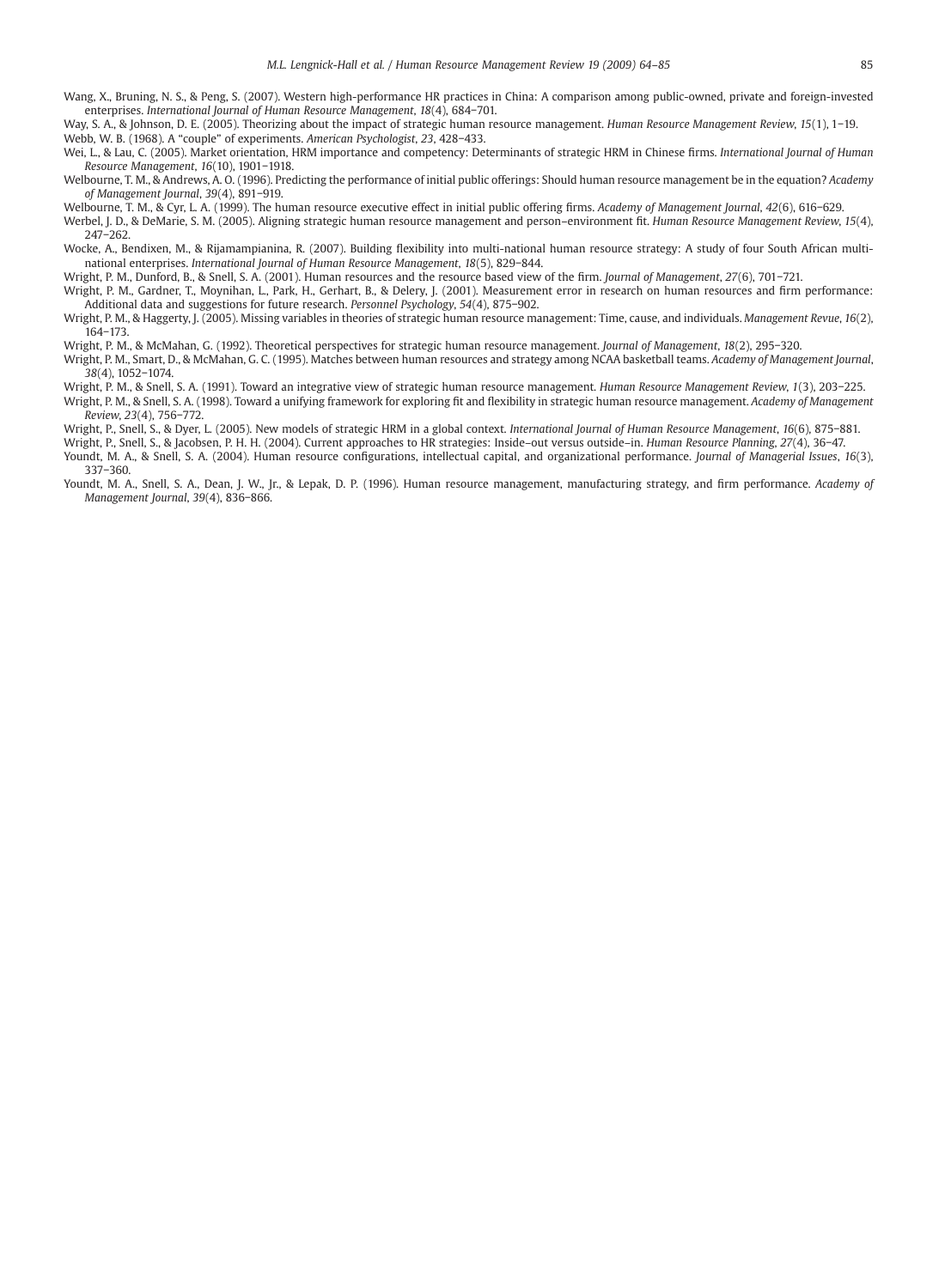Wang, X., Bruning, N. S., & Peng, S. (2007). Western high-performance HR practices in China: A comparison among public-owned, private and foreign-invested enterprises. *International Journal of Human Resource Management*, *18*(4), 684–701.

Way, S. A., & Johnson, D. E. (2005). Theorizing about the impact of strategic human resource management. *Human Resource Management Review*, *15*(1), 1–19.

Webb, W. B. (1968). A "couple" of experiments. *American Psychologist*, *23*, 428–433.

Wei, L., & Lau, C. (2005). Market orientation, HRM importance and competency: Determinants of strategic HRM in Chinese firms. *International Journal of Human Resource Management*, *16*(10), 1901–1918.

Welbourne, T. M., & Andrews, A. O. (1996). Predicting the performance of initial public offerings: Should human resource management be in the equation? *Academy of Management Journal*, *39*(4), 891–919.

Welbourne, T. M., & Cyr, L. A. (1999). The human resource executive effect in initial public offering firms. *Academy of Management Journal*, *42*(6), 616–629.

Werbel, J. D., & DeMarie, S. M. (2005). Aligning strategic human resource management and person–environment fit. *Human Resource Management Review*, *15*(4), 247–262.

Wocke, A., Bendixen, M., & Rijamampianina, R. (2007). Building flexibility into multi-national human resource strategy: A study of four South African multi-national enterprises. *International Journal of Human Resource Management*, *18*(5), 829–844.

Wright, P. M., Dunford, B., & Snell, S. A. (2001). Human resources and the resource based view of the firm. *Journal of Management*, *27*(6), 701–721.

Wright, P. M., Gardner, T., Moynihan, L., Park, H., Gerhart, B., & Delery, J. (2001). Measurement error in research on human resources and firm performance: Additional data and suggestions for future research. *Personnel Psychology*, *54*(4), 875–902.

Wright, P. M., & Haggerty, J. (2005). Missing variables in theories of strategic human resource management: Time, cause, and individuals. *Management Revue*, *16*(2), 164–173.

Wright, P. M., & McMahan, G. (1992). Theoretical perspectives for strategic human resource management. *Journal of Management*, *18*(2), 295–320.

Wright, P. M., Smart, D., & McMahan, G. C. (1995). Matches between human resources and strategy among NCAA basketball teams. *Academy of Management Journal*, *38*(4), 1052–1074.

Wright, P. M., & Snell, S. A. (1991). Toward an integrative view of strategic human resource management. *Human Resource Management Review*, *1*(3), 203–225.

Wright, P. M., & Snell, S. A. (1998). Toward a unifying framework for exploring fit and flexibility in strategic human resource management. *Academy of Management Review*, *23*(4), 756–772.

Wright, P., Snell, S., & Dyer, L. (2005). New models of strategic HRM in a global context. *International Journal of Human Resource Management*, *16*(6), 875–881.

Wright, P., Snell, S., & Jacobsen, P. H. H. (2004). Current approaches to HR strategies: Inside–out versus outside–in. *Human Resource Planning*, *27*(4), 36–47.

Youndt, M. A., & Snell, S. A. (2004). Human resource configurations, intellectual capital, and organizational performance. *Journal of Managerial Issues*, *16*(3), 337–360.

Youndt, M. A., Snell, S. A., Dean, J. W., Jr., & Lepak, D. P. (1996). Human resource management, manufacturing strategy, and firm performance. *Academy of Management Journal*, *39*(4), 836–866.